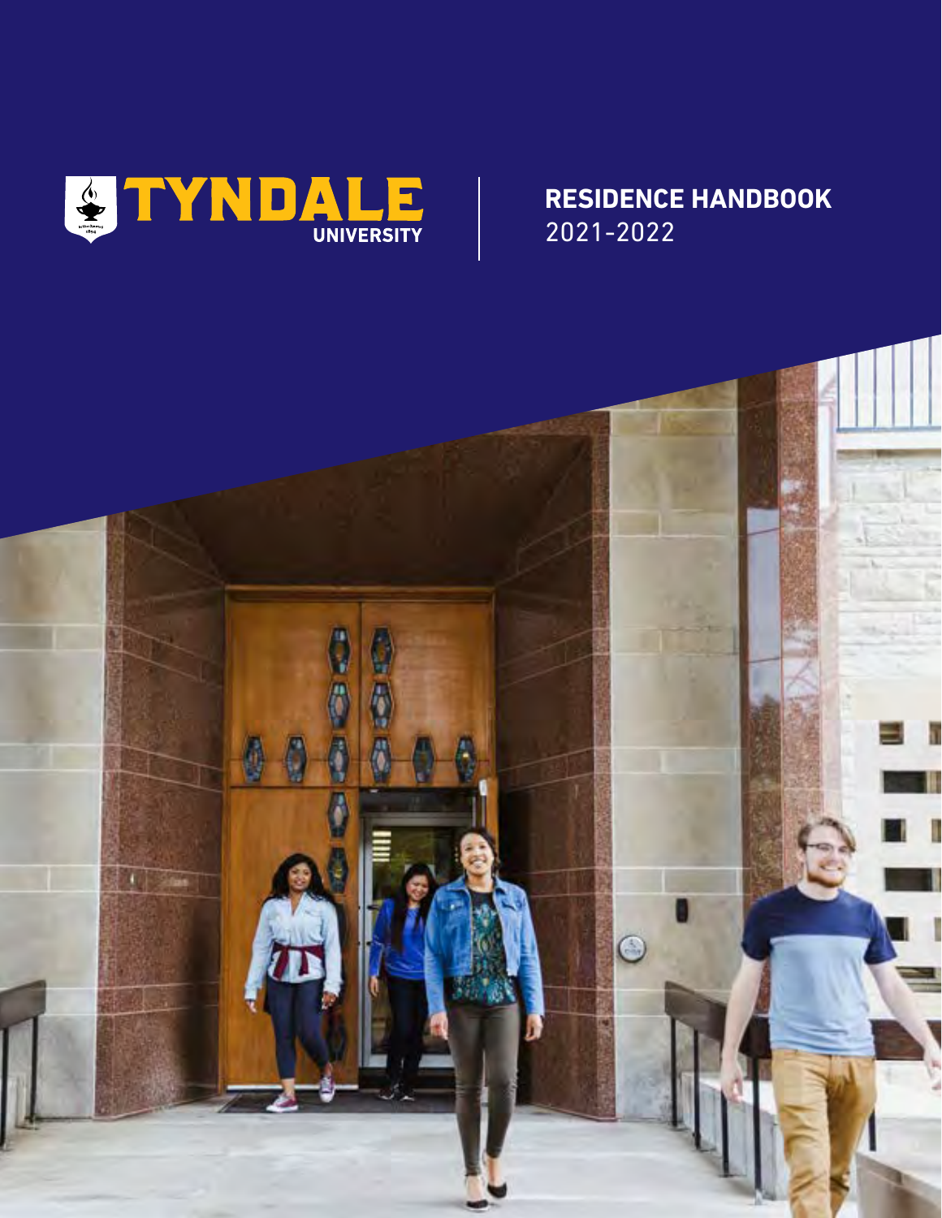# TYNDALE UNIVERSITY

## RESIDENCE HANDBOOK
2021-2022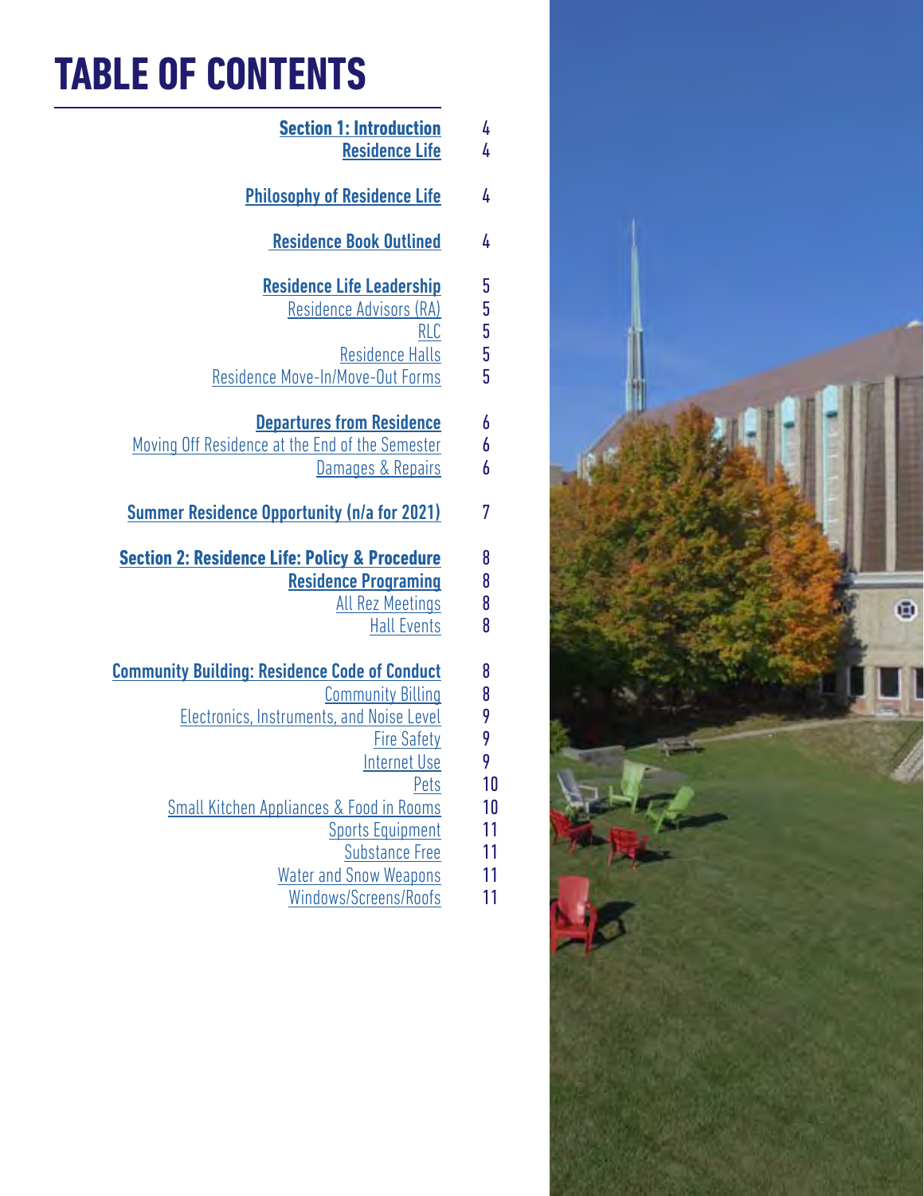# TABLE OF CONTENTS

| | |
|---|---|
| **Section 1: Introduction** | 4 |
| **Residence Life** | 4 |
| **Philosophy of Residence Life** | 4 |
| **Residence Book Outlined** | 4 |
| **Residence Life Leadership** | 5 |
| Residence Advisors (RA) | 5 |
| RLC | 5 |
| Residence Halls | 5 |
| Residence Move-In/Move-Out Forms | 5 |
| **Departures from Residence** | 6 |
| Moving Off Residence at the End of the Semester | 6 |
| Damages & Repairs | 6 |
| **Summer Residence Opportunity (n/a for 2021)** | 7 |
| **Section 2: Residence Life: Policy & Procedure** | 8 |
| **Residence Programing** | 8 |
| All Rez Meetings | 8 |
| Hall Events | 8 |
| **Community Building: Residence Code of Conduct** | 8 |
| Community Billing | 8 |
| Electronics, Instruments, and Noise Level | 9 |
| Fire Safety | 9 |
| Internet Use | 9 |
| Pets | 10 |
| Small Kitchen Appliances & Food in Rooms | 10 |
| Sports Equipment | 11 |
| Substance Free | 11 |
| Water and Snow Weapons | 11 |
| Windows/Screens/Roofs | 11 |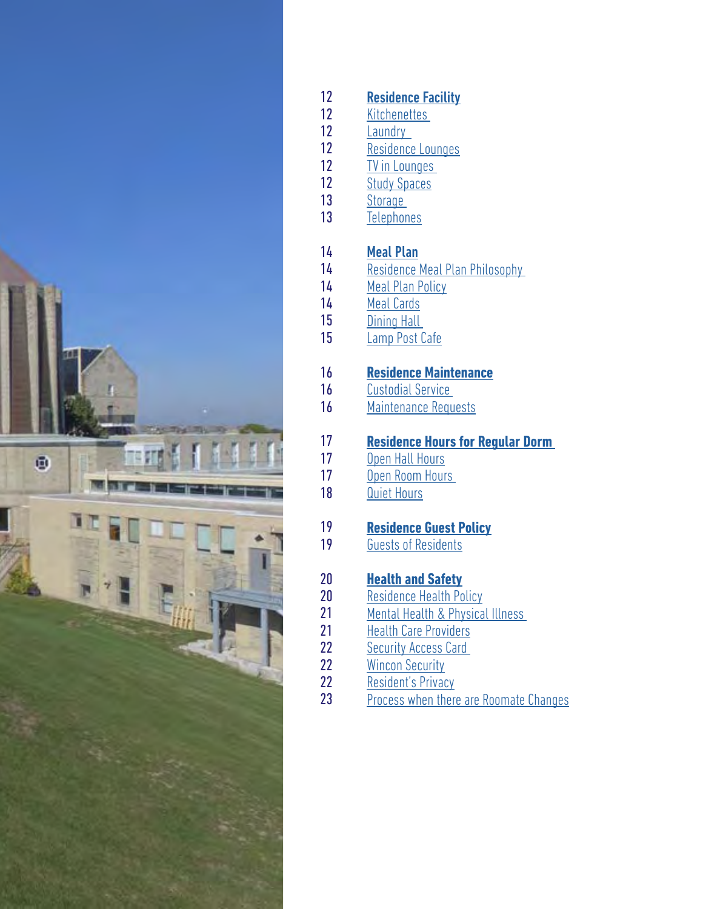| | |
|---|---|
| 12 | **Residence Facility** |
| 12 | Kitchenettes |
| 12 | Laundry |
| 12 | Residence Lounges |
| 12 | TV in Lounges |
| 12 | Study Spaces |
| 13 | Storage |
| 13 | Telephones |
| | |
| 14 | **Meal Plan** |
| 14 | Residence Meal Plan Philosophy |
| 14 | Meal Plan Policy |
| 14 | Meal Cards |
| 15 | Dining Hall |
| 15 | Lamp Post Cafe |
| | |
| 16 | **Residence Maintenance** |
| 16 | Custodial Service |
| 16 | Maintenance Requests |
| | |
| 17 | **Residence Hours for Regular Dorm** |
| 17 | Open Hall Hours |
| 17 | Open Room Hours |
| 18 | Quiet Hours |
| | |
| 19 | **Residence Guest Policy** |
| 19 | Guests of Residents |
| | |
| 20 | **Health and Safety** |
| 20 | Residence Health Policy |
| 21 | Mental Health & Physical Illness |
| 21 | Health Care Providers |
| 22 | Security Access Card |
| 22 | Wincon Security |
| 22 | Resident's Privacy |
| 23 | Process when there are Roomate Changes |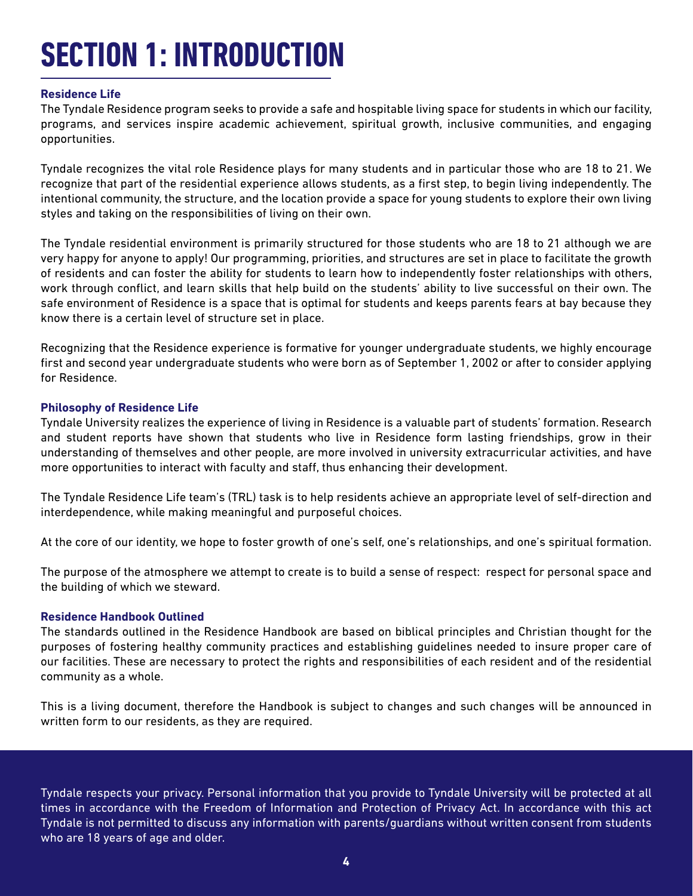# SECTION 1: INTRODUCTION

### Residence Life

The Tyndale Residence program seeks to provide a safe and hospitable living space for students in which our facility, programs, and services inspire academic achievement, spiritual growth, inclusive communities, and engaging opportunities.

Tyndale recognizes the vital role Residence plays for many students and in particular those who are 18 to 21. We recognize that part of the residential experience allows students, as a first step, to begin living independently. The intentional community, the structure, and the location provide a space for young students to explore their own living styles and taking on the responsibilities of living on their own.

The Tyndale residential environment is primarily structured for those students who are 18 to 21 although we are very happy for anyone to apply! Our programming, priorities, and structures are set in place to facilitate the growth of residents and can foster the ability for students to learn how to independently foster relationships with others, work through conflict, and learn skills that help build on the students' ability to live successful on their own. The safe environment of Residence is a space that is optimal for students and keeps parents fears at bay because they know there is a certain level of structure set in place.

Recognizing that the Residence experience is formative for younger undergraduate students, we highly encourage first and second year undergraduate students who were born as of September 1, 2002 or after to consider applying for Residence.

### Philosophy of Residence Life

Tyndale University realizes the experience of living in Residence is a valuable part of students' formation. Research and student reports have shown that students who live in Residence form lasting friendships, grow in their understanding of themselves and other people, are more involved in university extracurricular activities, and have more opportunities to interact with faculty and staff, thus enhancing their development.

The Tyndale Residence Life team's (TRL) task is to help residents achieve an appropriate level of self-direction and interdependence, while making meaningful and purposeful choices.

At the core of our identity, we hope to foster growth of one's self, one's relationships, and one's spiritual formation.

The purpose of the atmosphere we attempt to create is to build a sense of respect: respect for personal space and the building of which we steward.

### Residence Handbook Outlined

The standards outlined in the Residence Handbook are based on biblical principles and Christian thought for the purposes of fostering healthy community practices and establishing guidelines needed to insure proper care of our facilities. These are necessary to protect the rights and responsibilities of each resident and of the residential community as a whole.

This is a living document, therefore the Handbook is subject to changes and such changes will be announced in written form to our residents, as they are required.

Tyndale respects your privacy. Personal information that you provide to Tyndale University will be protected at all times in accordance with the Freedom of Information and Protection of Privacy Act. In accordance with this act Tyndale is not permitted to discuss any information with parents/guardians without written consent from students who are 18 years of age and older.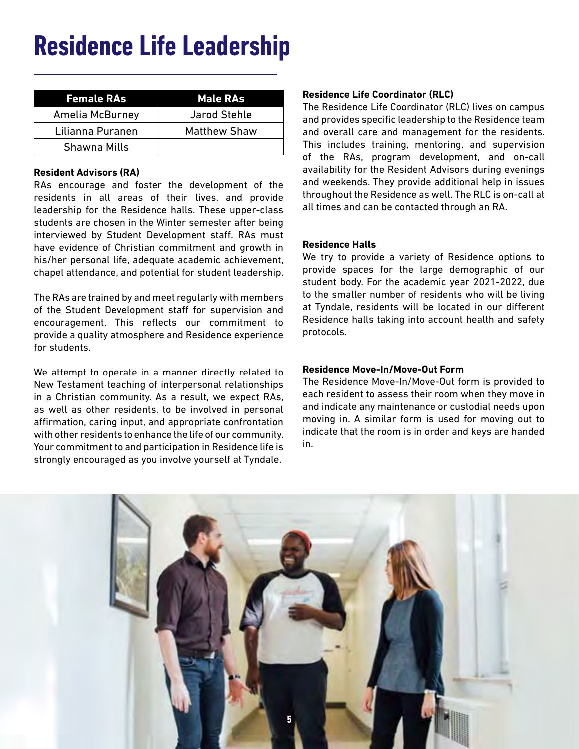# Residence Life Leadership

| Female RAs | Male RAs |
| --- | --- |
| Amelia McBurney | Jarod Stehle |
| Lilianna Puranen | Matthew Shaw |
| Shawna Mills | |

**Resident Advisors (RA)**

RAs encourage and foster the development of the residents in all areas of their lives, and provide leadership for the Residence halls. These upper-class students are chosen in the Winter semester after being interviewed by Student Development staff. RAs must have evidence of Christian commitment and growth in his/her personal life, adequate academic achievement, chapel attendance, and potential for student leadership.

The RAs are trained by and meet regularly with members of the Student Development staff for supervision and encouragement. This reflects our commitment to provide a quality atmosphere and Residence experience for students.

We attempt to operate in a manner directly related to New Testament teaching of interpersonal relationships in a Christian community. As a result, we expect RAs, as well as other residents, to be involved in personal affirmation, caring input, and appropriate confrontation with other residents to enhance the life of our community. Your commitment to and participation in Residence life is strongly encouraged as you involve yourself at Tyndale.

**Residence Life Coordinator (RLC)**

The Residence Life Coordinator (RLC) lives on campus and provides specific leadership to the Residence team and overall care and management for the residents. This includes training, mentoring, and supervision of the RAs, program development, and on-call availability for the Resident Advisors during evenings and weekends. They provide additional help in issues throughout the Residence as well. The RLC is on-call at all times and can be contacted through an RA.

**Residence Halls**

We try to provide a variety of Residence options to provide spaces for the large demographic of our student body. For the academic year 2021-2022, due to the smaller number of residents who will be living at Tyndale, residents will be located in our different Residence halls taking into account health and safety protocols.

**Residence Move-In/Move-Out Form**

The Residence Move-In/Move-Out form is provided to each resident to assess their room when they move in and indicate any maintenance or custodial needs upon moving in. A similar form is used for moving out to indicate that the room is in order and keys are handed in.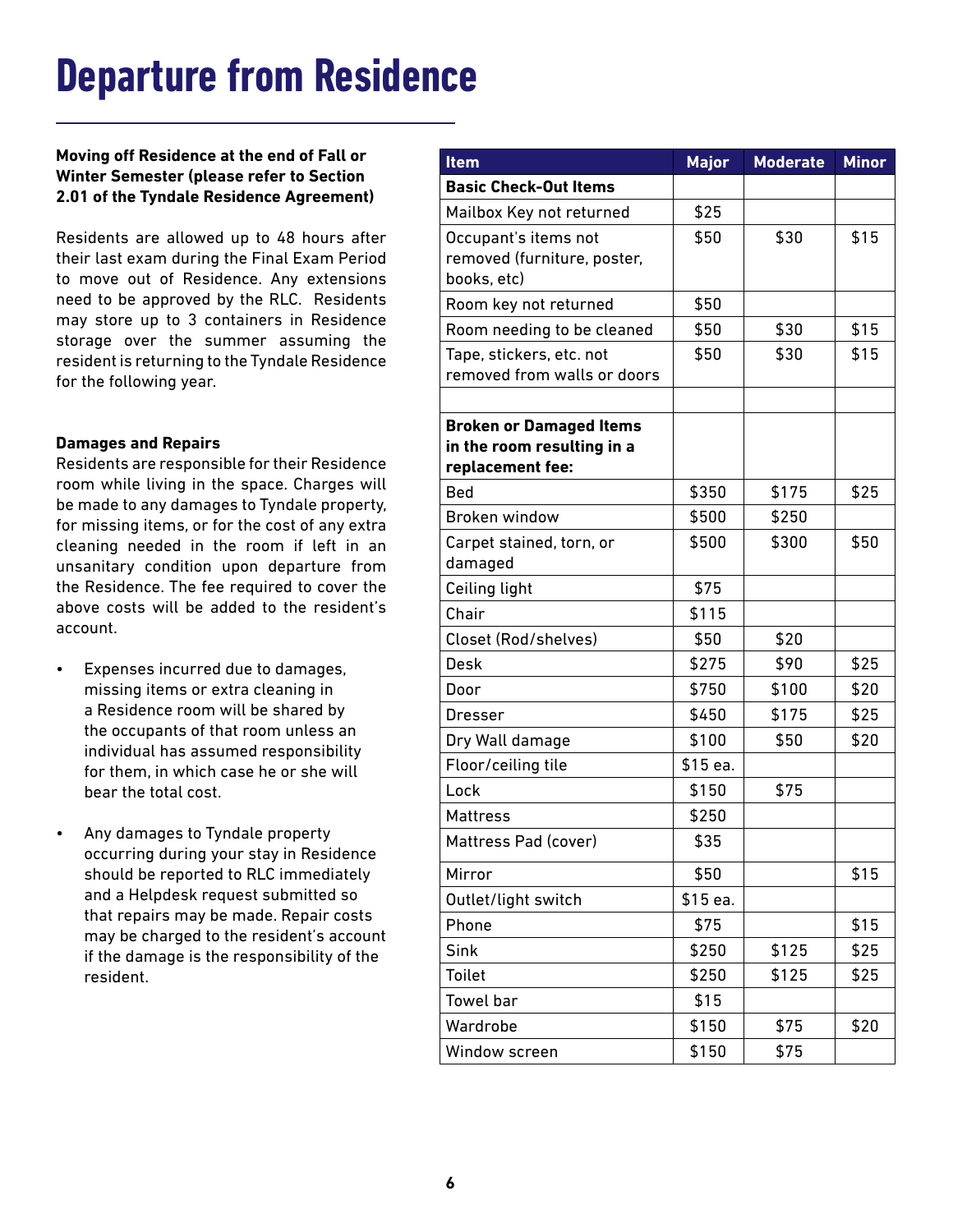# Departure from Residence

**Moving off Residence at the end of Fall or Winter Semester (please refer to Section 2.01 of the Tyndale Residence Agreement)**

Residents are allowed up to 48 hours after their last exam during the Final Exam Period to move out of Residence. Any extensions need to be approved by the RLC. Residents may store up to 3 containers in Residence storage over the summer assuming the resident is returning to the Tyndale Residence for the following year.

**Damages and Repairs**

Residents are responsible for their Residence room while living in the space. Charges will be made to any damages to Tyndale property, for missing items, or for the cost of any extra cleaning needed in the room if left in an unsanitary condition upon departure from the Residence. The fee required to cover the above costs will be added to the resident's account.

- Expenses incurred due to damages, missing items or extra cleaning in a Residence room will be shared by the occupants of that room unless an individual has assumed responsibility for them, in which case he or she will bear the total cost.
- Any damages to Tyndale property occurring during your stay in Residence should be reported to RLC immediately and a Helpdesk request submitted so that repairs may be made. Repair costs may be charged to the resident's account if the damage is the responsibility of the resident.

| Item | Major | Moderate | Minor |
|---|---|---|---|
| **Basic Check-Out Items** | | | |
| Mailbox Key not returned | $25 | | |
| Occupant's items not removed (furniture, poster, books, etc) | $50 | $30 | $15 |
| Room key not returned | $50 | | |
| Room needing to be cleaned | $50 | $30 | $15 |
| Tape, stickers, etc. not removed from walls or doors | $50 | $30 | $15 |
| | | | |
| **Broken or Damaged Items in the room resulting in a replacement fee:** | | | |
| Bed | $350 | $175 | $25 |
| Broken window | $500 | $250 | |
| Carpet stained, torn, or damaged | $500 | $300 | $50 |
| Ceiling light | $75 | | |
| Chair | $115 | | |
| Closet (Rod/shelves) | $50 | $20 | |
| Desk | $275 | $90 | $25 |
| Door | $750 | $100 | $20 |
| Dresser | $450 | $175 | $25 |
| Dry Wall damage | $100 | $50 | $20 |
| Floor/ceiling tile | $15 ea. | | |
| Lock | $150 | $75 | |
| Mattress | $250 | | |
| Mattress Pad (cover) | $35 | | |
| Mirror | $50 | | $15 |
| Outlet/light switch | $15 ea. | | |
| Phone | $75 | | $15 |
| Sink | $250 | $125 | $25 |
| Toilet | $250 | $125 | $25 |
| Towel bar | $15 | | |
| Wardrobe | $150 | $75 | $20 |
| Window screen | $150 | $75 | |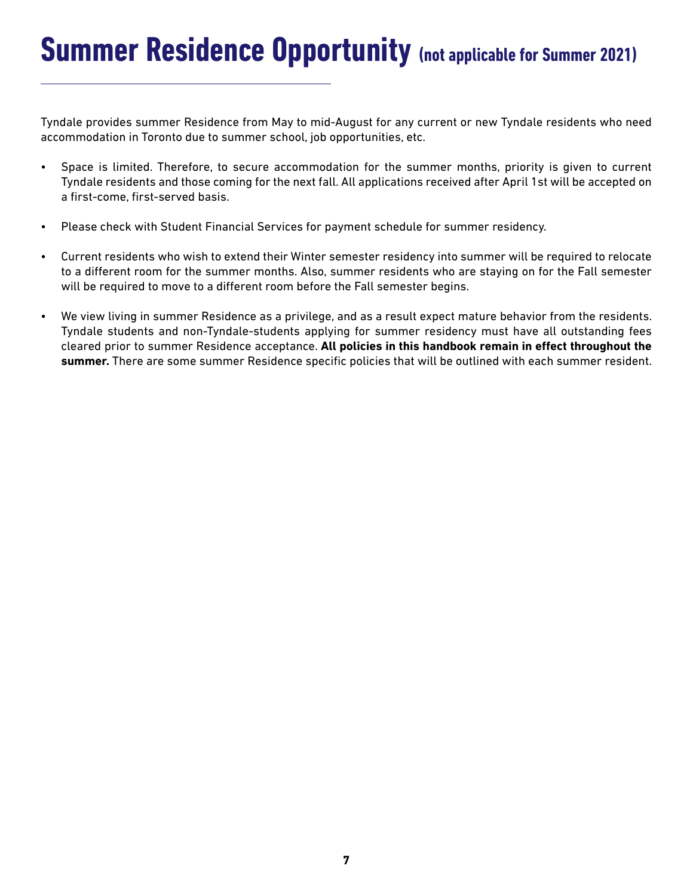# Summer Residence Opportunity (not applicable for Summer 2021)

Tyndale provides summer Residence from May to mid-August for any current or new Tyndale residents who need accommodation in Toronto due to summer school, job opportunities, etc.

- Space is limited. Therefore, to secure accommodation for the summer months, priority is given to current Tyndale residents and those coming for the next fall. All applications received after April 1st will be accepted on a first-come, first-served basis.
- Please check with Student Financial Services for payment schedule for summer residency.
- Current residents who wish to extend their Winter semester residency into summer will be required to relocate to a different room for the summer months. Also, summer residents who are staying on for the Fall semester will be required to move to a different room before the Fall semester begins.
- We view living in summer Residence as a privilege, and as a result expect mature behavior from the residents. Tyndale students and non-Tyndale-students applying for summer residency must have all outstanding fees cleared prior to summer Residence acceptance. **All policies in this handbook remain in effect throughout the summer.** There are some summer Residence specific policies that will be outlined with each summer resident.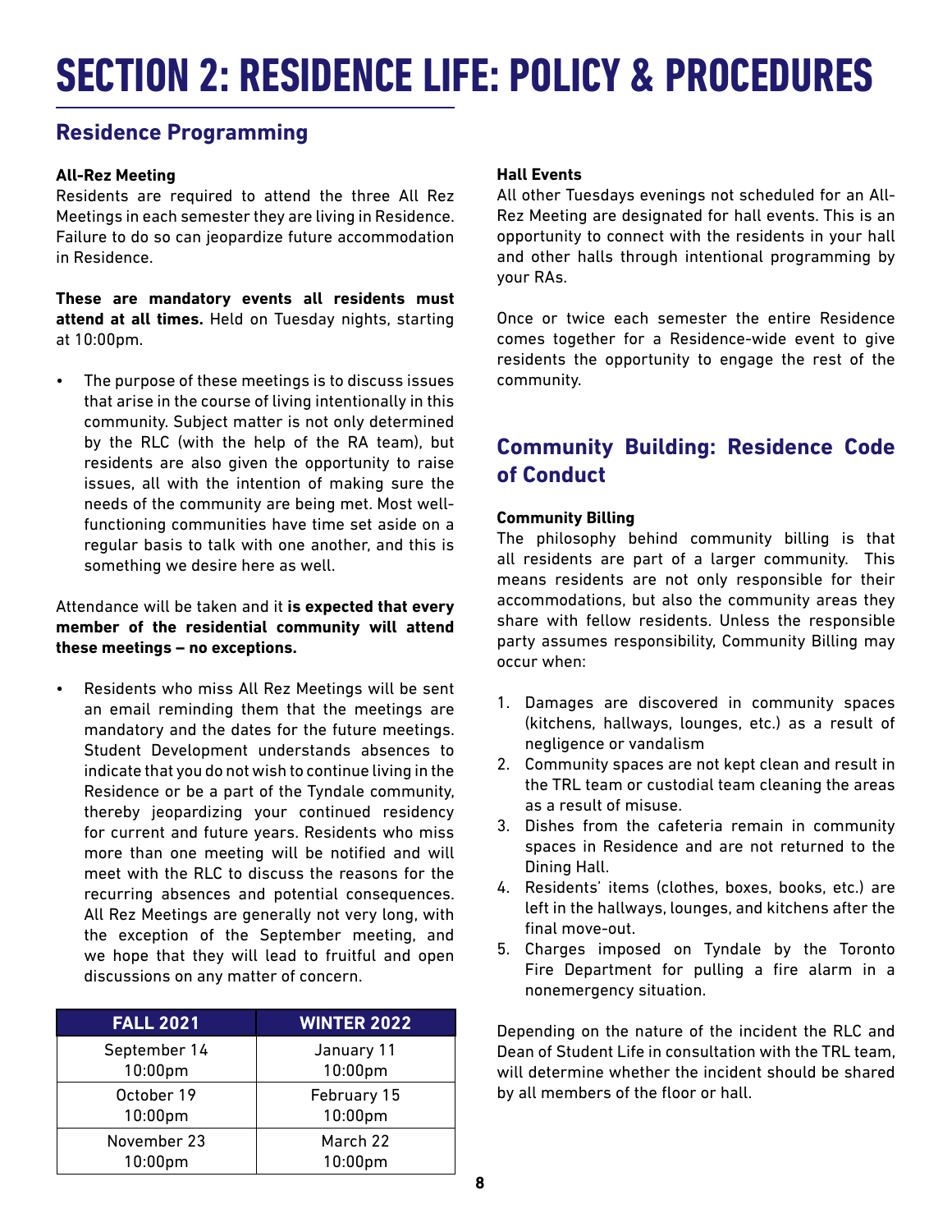# SECTION 2: RESIDENCE LIFE: POLICY & PROCEDURES

## Residence Programming

### All-Rez Meeting

Residents are required to attend the three All Rez Meetings in each semester they are living in Residence. Failure to do so can jeopardize future accommodation in Residence.

**These are mandatory events all residents must attend at all times.** Held on Tuesday nights, starting at 10:00pm.

- The purpose of these meetings is to discuss issues that arise in the course of living intentionally in this community. Subject matter is not only determined by the RLC (with the help of the RA team), but residents are also given the opportunity to raise issues, all with the intention of making sure the needs of the community are being met. Most well-functioning communities have time set aside on a regular basis to talk with one another, and this is something we desire here as well.

Attendance will be taken and it **is expected that every member of the residential community will attend these meetings – no exceptions.**

- Residents who miss All Rez Meetings will be sent an email reminding them that the meetings are mandatory and the dates for the future meetings. Student Development understands absences to indicate that you do not wish to continue living in the Residence or be a part of the Tyndale community, thereby jeopardizing your continued residency for current and future years. Residents who miss more than one meeting will be notified and will meet with the RLC to discuss the reasons for the recurring absences and potential consequences. All Rez Meetings are generally not very long, with the exception of the September meeting, and we hope that they will lead to fruitful and open discussions on any matter of concern.

| FALL 2021 | WINTER 2022 |
|---|---|
| September 14 10:00pm | January 11 10:00pm |
| October 19 10:00pm | February 15 10:00pm |
| November 23 10:00pm | March 22 10:00pm |

### Hall Events

All other Tuesdays evenings not scheduled for an All-Rez Meeting are designated for hall events. This is an opportunity to connect with the residents in your hall and other halls through intentional programming by your RAs.

Once or twice each semester the entire Residence comes together for a Residence-wide event to give residents the opportunity to engage the rest of the community.

## Community Building: Residence Code of Conduct

### Community Billing

The philosophy behind community billing is that all residents are part of a larger community. This means residents are not only responsible for their accommodations, but also the community areas they share with fellow residents. Unless the responsible party assumes responsibility, Community Billing may occur when:

1. Damages are discovered in community spaces (kitchens, hallways, lounges, etc.) as a result of negligence or vandalism
2. Community spaces are not kept clean and result in the TRL team or custodial team cleaning the areas as a result of misuse.
3. Dishes from the cafeteria remain in community spaces in Residence and are not returned to the Dining Hall.
4. Residents' items (clothes, boxes, books, etc.) are left in the hallways, lounges, and kitchens after the final move-out.
5. Charges imposed on Tyndale by the Toronto Fire Department for pulling a fire alarm in a nonemergency situation.

Depending on the nature of the incident the RLC and Dean of Student Life in consultation with the TRL team, will determine whether the incident should be shared by all members of the floor or hall.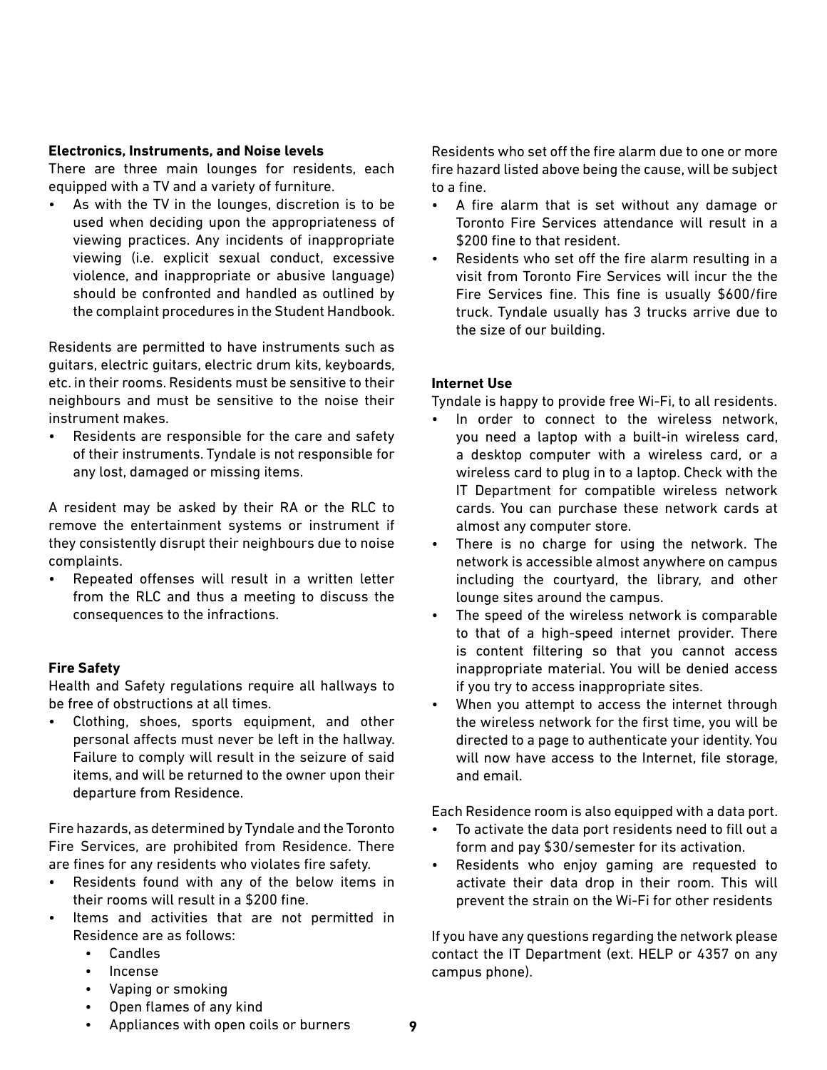**Electronics, Instruments, and Noise levels**

There are three main lounges for residents, each equipped with a TV and a variety of furniture.

- As with the TV in the lounges, discretion is to be used when deciding upon the appropriateness of viewing practices. Any incidents of inappropriate viewing (i.e. explicit sexual conduct, excessive violence, and inappropriate or abusive language) should be confronted and handled as outlined by the complaint procedures in the Student Handbook.

Residents are permitted to have instruments such as guitars, electric guitars, electric drum kits, keyboards, etc. in their rooms. Residents must be sensitive to their neighbours and must be sensitive to the noise their instrument makes.

- Residents are responsible for the care and safety of their instruments. Tyndale is not responsible for any lost, damaged or missing items.

A resident may be asked by their RA or the RLC to remove the entertainment systems or instrument if they consistently disrupt their neighbours due to noise complaints.

- Repeated offenses will result in a written letter from the RLC and thus a meeting to discuss the consequences to the infractions.

**Fire Safety**

Health and Safety regulations require all hallways to be free of obstructions at all times.

- Clothing, shoes, sports equipment, and other personal affects must never be left in the hallway. Failure to comply will result in the seizure of said items, and will be returned to the owner upon their departure from Residence.

Fire hazards, as determined by Tyndale and the Toronto Fire Services, are prohibited from Residence. There are fines for any residents who violates fire safety.

- Residents found with any of the below items in their rooms will result in a $200 fine.
- Items and activities that are not permitted in Residence are as follows:
  - Candles
  - Incense
  - Vaping or smoking
  - Open flames of any kind
  - Appliances with open coils or burners

Residents who set off the fire alarm due to one or more fire hazard listed above being the cause, will be subject to a fine.

- A fire alarm that is set without any damage or Toronto Fire Services attendance will result in a $200 fine to that resident.
- Residents who set off the fire alarm resulting in a visit from Toronto Fire Services will incur the the Fire Services fine. This fine is usually $600/fire truck. Tyndale usually has 3 trucks arrive due to the size of our building.

**Internet Use**

Tyndale is happy to provide free Wi-Fi, to all residents.

- In order to connect to the wireless network, you need a laptop with a built-in wireless card, a desktop computer with a wireless card, or a wireless card to plug in to a laptop. Check with the IT Department for compatible wireless network cards. You can purchase these network cards at almost any computer store.
- There is no charge for using the network. The network is accessible almost anywhere on campus including the courtyard, the library, and other lounge sites around the campus.
- The speed of the wireless network is comparable to that of a high-speed internet provider. There is content filtering so that you cannot access inappropriate material. You will be denied access if you try to access inappropriate sites.
- When you attempt to access the internet through the wireless network for the first time, you will be directed to a page to authenticate your identity. You will now have access to the Internet, file storage, and email.

Each Residence room is also equipped with a data port.

- To activate the data port residents need to fill out a form and pay $30/semester for its activation.
- Residents who enjoy gaming are requested to activate their data drop in their room. This will prevent the strain on the Wi-Fi for other residents

If you have any questions regarding the network please contact the IT Department (ext. HELP or 4357 on any campus phone).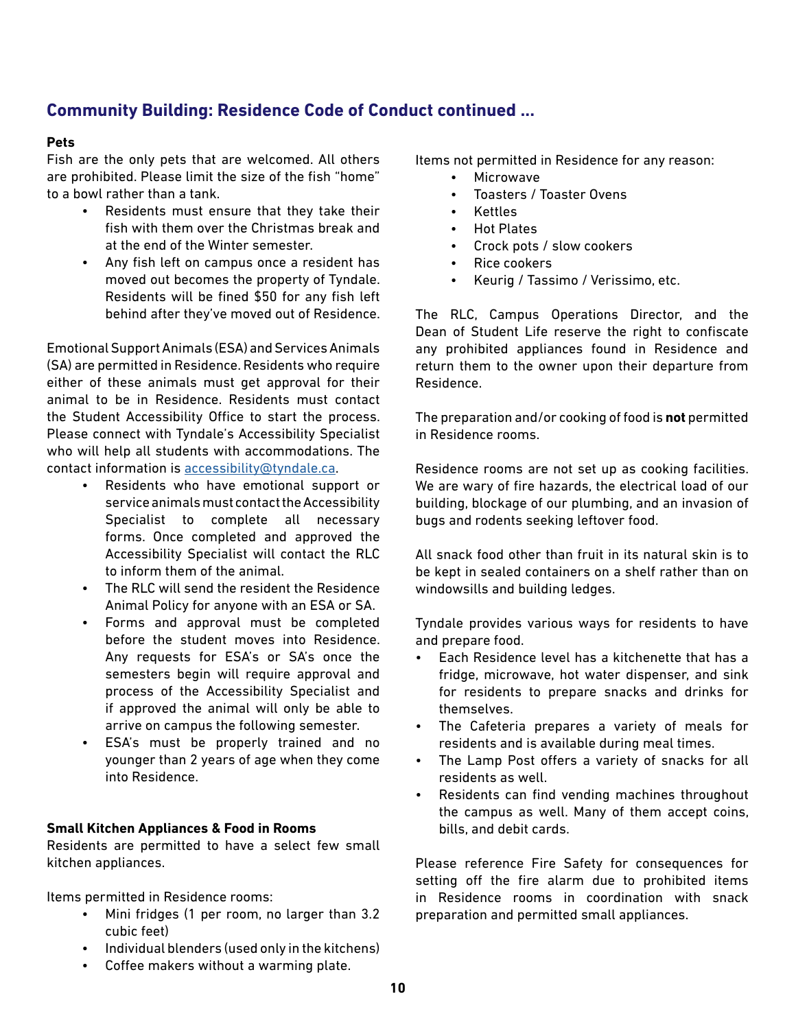## Community Building: Residence Code of Conduct continued ...

**Pets**

Fish are the only pets that are welcomed. All others are prohibited. Please limit the size of the fish "home" to a bowl rather than a tank.

- Residents must ensure that they take their fish with them over the Christmas break and at the end of the Winter semester.
- Any fish left on campus once a resident has moved out becomes the property of Tyndale. Residents will be fined $50 for any fish left behind after they've moved out of Residence.

Emotional Support Animals (ESA) and Services Animals (SA) are permitted in Residence. Residents who require either of these animals must get approval for their animal to be in Residence. Residents must contact the Student Accessibility Office to start the process. Please connect with Tyndale's Accessibility Specialist who will help all students with accommodations. The contact information is [accessibility@tyndale.ca](mailto:accessibility@tyndale.ca).

- Residents who have emotional support or service animals must contact the Accessibility Specialist to complete all necessary forms. Once completed and approved the Accessibility Specialist will contact the RLC to inform them of the animal.
- The RLC will send the resident the Residence Animal Policy for anyone with an ESA or SA.
- Forms and approval must be completed before the student moves into Residence. Any requests for ESA's or SA's once the semesters begin will require approval and process of the Accessibility Specialist and if approved the animal will only be able to arrive on campus the following semester.
- ESA's must be properly trained and no younger than 2 years of age when they come into Residence.

**Small Kitchen Appliances & Food in Rooms**

Residents are permitted to have a select few small kitchen appliances.

Items permitted in Residence rooms:

- Mini fridges (1 per room, no larger than 3.2 cubic feet)
- Individual blenders (used only in the kitchens)
- Coffee makers without a warming plate.

Items not permitted in Residence for any reason:

- Microwave
- Toasters / Toaster Ovens
- Kettles
- Hot Plates
- Crock pots / slow cookers
- Rice cookers
- Keurig / Tassimo / Verissimo, etc.

The RLC, Campus Operations Director, and the Dean of Student Life reserve the right to confiscate any prohibited appliances found in Residence and return them to the owner upon their departure from Residence.

The preparation and/or cooking of food is **not** permitted in Residence rooms.

Residence rooms are not set up as cooking facilities. We are wary of fire hazards, the electrical load of our building, blockage of our plumbing, and an invasion of bugs and rodents seeking leftover food.

All snack food other than fruit in its natural skin is to be kept in sealed containers on a shelf rather than on windowsills and building ledges.

Tyndale provides various ways for residents to have and prepare food.

- Each Residence level has a kitchenette that has a fridge, microwave, hot water dispenser, and sink for residents to prepare snacks and drinks for themselves.
- The Cafeteria prepares a variety of meals for residents and is available during meal times.
- The Lamp Post offers a variety of snacks for all residents as well.
- Residents can find vending machines throughout the campus as well. Many of them accept coins, bills, and debit cards.

Please reference Fire Safety for consequences for setting off the fire alarm due to prohibited items in Residence rooms in coordination with snack preparation and permitted small appliances.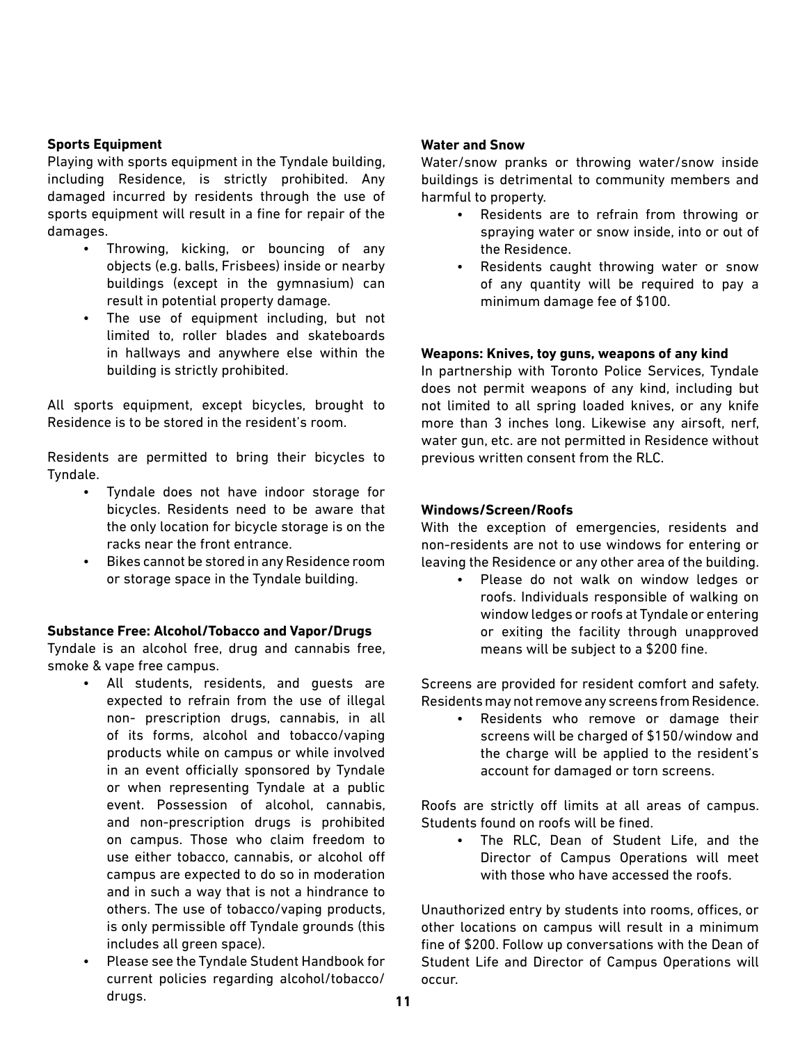**Sports Equipment**

Playing with sports equipment in the Tyndale building, including Residence, is strictly prohibited. Any damaged incurred by residents through the use of sports equipment will result in a fine for repair of the damages.

- Throwing, kicking, or bouncing of any objects (e.g. balls, Frisbees) inside or nearby buildings (except in the gymnasium) can result in potential property damage.
- The use of equipment including, but not limited to, roller blades and skateboards in hallways and anywhere else within the building is strictly prohibited.

All sports equipment, except bicycles, brought to Residence is to be stored in the resident's room.

Residents are permitted to bring their bicycles to Tyndale.

- Tyndale does not have indoor storage for bicycles. Residents need to be aware that the only location for bicycle storage is on the racks near the front entrance.
- Bikes cannot be stored in any Residence room or storage space in the Tyndale building.

**Substance Free: Alcohol/Tobacco and Vapor/Drugs**

Tyndale is an alcohol free, drug and cannabis free, smoke & vape free campus.

- All students, residents, and guests are expected to refrain from the use of illegal non- prescription drugs, cannabis, in all of its forms, alcohol and tobacco/vaping products while on campus or while involved in an event officially sponsored by Tyndale or when representing Tyndale at a public event. Possession of alcohol, cannabis, and non-prescription drugs is prohibited on campus. Those who claim freedom to use either tobacco, cannabis, or alcohol off campus are expected to do so in moderation and in such a way that is not a hindrance to others. The use of tobacco/vaping products, is only permissible off Tyndale grounds (this includes all green space).
- Please see the Tyndale Student Handbook for current policies regarding alcohol/tobacco/ drugs.

**Water and Snow**

Water/snow pranks or throwing water/snow inside buildings is detrimental to community members and harmful to property.

- Residents are to refrain from throwing or spraying water or snow inside, into or out of the Residence.
- Residents caught throwing water or snow of any quantity will be required to pay a minimum damage fee of $100.

**Weapons: Knives, toy guns, weapons of any kind**

In partnership with Toronto Police Services, Tyndale does not permit weapons of any kind, including but not limited to all spring loaded knives, or any knife more than 3 inches long. Likewise any airsoft, nerf, water gun, etc. are not permitted in Residence without previous written consent from the RLC.

**Windows/Screen/Roofs**

With the exception of emergencies, residents and non-residents are not to use windows for entering or leaving the Residence or any other area of the building.

- Please do not walk on window ledges or roofs. Individuals responsible of walking on window ledges or roofs at Tyndale or entering or exiting the facility through unapproved means will be subject to a $200 fine.

Screens are provided for resident comfort and safety. Residents may not remove any screens from Residence.

- Residents who remove or damage their screens will be charged of $150/window and the charge will be applied to the resident's account for damaged or torn screens.

Roofs are strictly off limits at all areas of campus. Students found on roofs will be fined.

- The RLC, Dean of Student Life, and the Director of Campus Operations will meet with those who have accessed the roofs.

Unauthorized entry by students into rooms, offices, or other locations on campus will result in a minimum fine of $200. Follow up conversations with the Dean of Student Life and Director of Campus Operations will occur.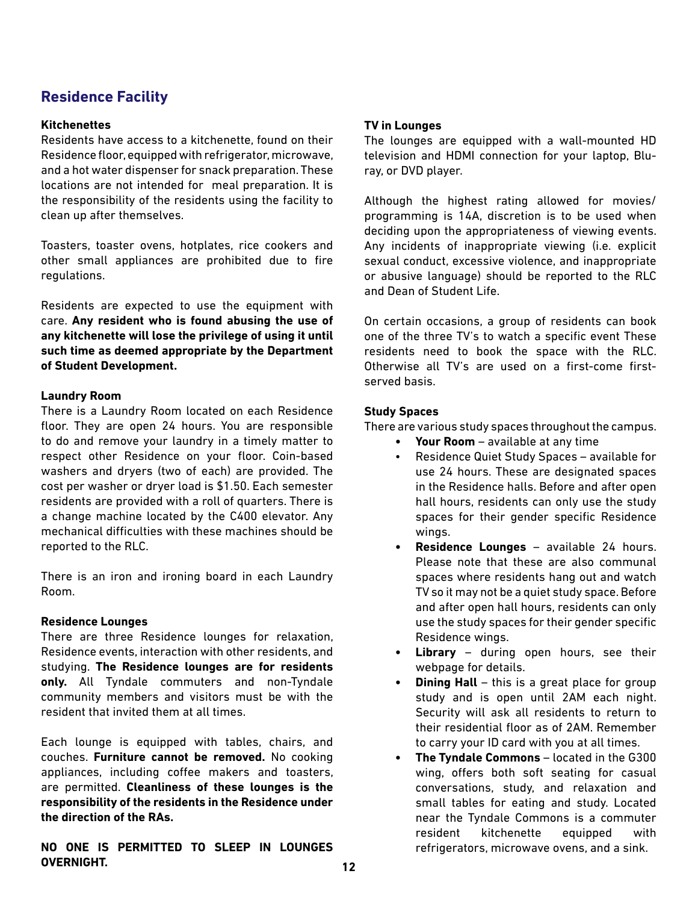## Residence Facility

### Kitchenettes

Residents have access to a kitchenette, found on their Residence floor, equipped with refrigerator, microwave, and a hot water dispenser for snack preparation. These locations are not intended for  meal preparation. It is the responsibility of the residents using the facility to clean up after themselves.

Toasters, toaster ovens, hotplates, rice cookers and other small appliances are prohibited due to fire regulations.

Residents are expected to use the equipment with care. **Any resident who is found abusing the use of any kitchenette will lose the privilege of using it until such time as deemed appropriate by the Department of Student Development.**

### Laundry Room

There is a Laundry Room located on each Residence floor. They are open 24 hours. You are responsible to do and remove your laundry in a timely matter to respect other Residence on your floor. Coin-based washers and dryers (two of each) are provided. The cost per washer or dryer load is $1.50. Each semester residents are provided with a roll of quarters. There is a change machine located by the C400 elevator. Any mechanical difficulties with these machines should be reported to the RLC.

There is an iron and ironing board in each Laundry Room.

### Residence Lounges

There are three Residence lounges for relaxation, Residence events, interaction with other residents, and studying. **The Residence lounges are for residents only.** All Tyndale commuters and non-Tyndale community members and visitors must be with the resident that invited them at all times.

Each lounge is equipped with tables, chairs, and couches. **Furniture cannot be removed.** No cooking appliances, including coffee makers and toasters, are permitted. **Cleanliness of these lounges is the responsibility of the residents in the Residence under the direction of the RAs.**

**NO ONE IS PERMITTED TO SLEEP IN LOUNGES OVERNIGHT.**

### TV in Lounges

The lounges are equipped with a wall-mounted HD television and HDMI connection for your laptop, Blu-ray, or DVD player.

Although the highest rating allowed for movies/programming is 14A, discretion is to be used when deciding upon the appropriateness of viewing events. Any incidents of inappropriate viewing (i.e. explicit sexual conduct, excessive violence, and inappropriate or abusive language) should be reported to the RLC and Dean of Student Life.

On certain occasions, a group of residents can book one of the three TV's to watch a specific event These residents need to book the space with the RLC. Otherwise all TV's are used on a first-come first-served basis.

### Study Spaces

There are various study spaces throughout the campus.

- **Your Room** – available at any time
- Residence Quiet Study Spaces – available for use 24 hours. These are designated spaces in the Residence halls. Before and after open hall hours, residents can only use the study spaces for their gender specific Residence wings.
- **Residence Lounges** – available 24 hours. Please note that these are also communal spaces where residents hang out and watch TV so it may not be a quiet study space. Before and after open hall hours, residents can only use the study spaces for their gender specific Residence wings.
- **Library** – during open hours, see their webpage for details.
- **Dining Hall** – this is a great place for group study and is open until 2AM each night. Security will ask all residents to return to their residential floor as of 2AM. Remember to carry your ID card with you at all times.
- **The Tyndale Commons** – located in the G300 wing, offers both soft seating for casual conversations, study, and relaxation and small tables for eating and study. Located near the Tyndale Commons is a commuter resident kitchenette equipped with refrigerators, microwave ovens, and a sink.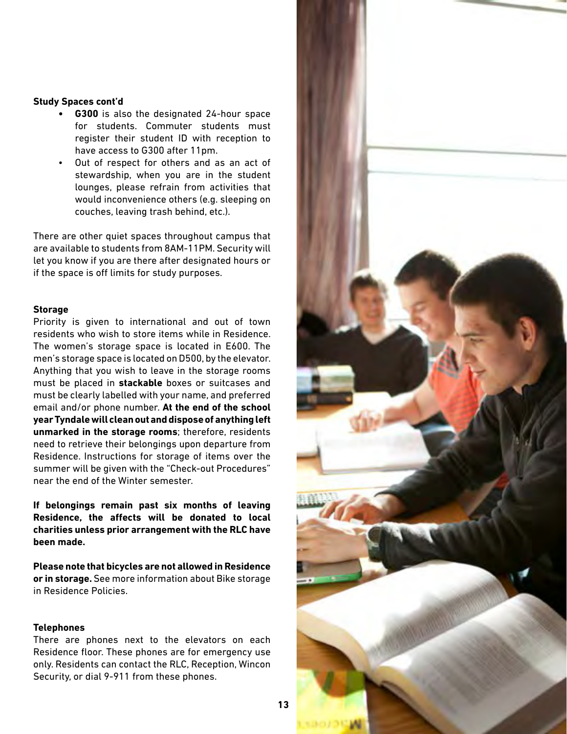**Study Spaces cont'd**

- **G300** is also the designated 24-hour space for students. Commuter students must register their student ID with reception to have access to G300 after 11pm.
- Out of respect for others and as an act of stewardship, when you are in the student lounges, please refrain from activities that would inconvenience others (e.g. sleeping on couches, leaving trash behind, etc.).

There are other quiet spaces throughout campus that are available to students from 8AM-11PM. Security will let you know if you are there after designated hours or if the space is off limits for study purposes.

**Storage**

Priority is given to international and out of town residents who wish to store items while in Residence. The women's storage space is located in E600. The men's storage space is located on D500, by the elevator. Anything that you wish to leave in the storage rooms must be placed in **stackable** boxes or suitcases and must be clearly labelled with your name, and preferred email and/or phone number. **At the end of the school year Tyndale will clean out and dispose of anything left unmarked in the storage rooms**; therefore, residents need to retrieve their belongings upon departure from Residence. Instructions for storage of items over the summer will be given with the "Check-out Procedures" near the end of the Winter semester.

**If belongings remain past six months of leaving Residence, the affects will be donated to local charities unless prior arrangement with the RLC have been made.**

**Please note that bicycles are not allowed in Residence or in storage.** See more information about Bike storage in Residence Policies.

**Telephones**

There are phones next to the elevators on each Residence floor. These phones are for emergency use only. Residents can contact the RLC, Reception, Wincon Security, or dial 9-911 from these phones.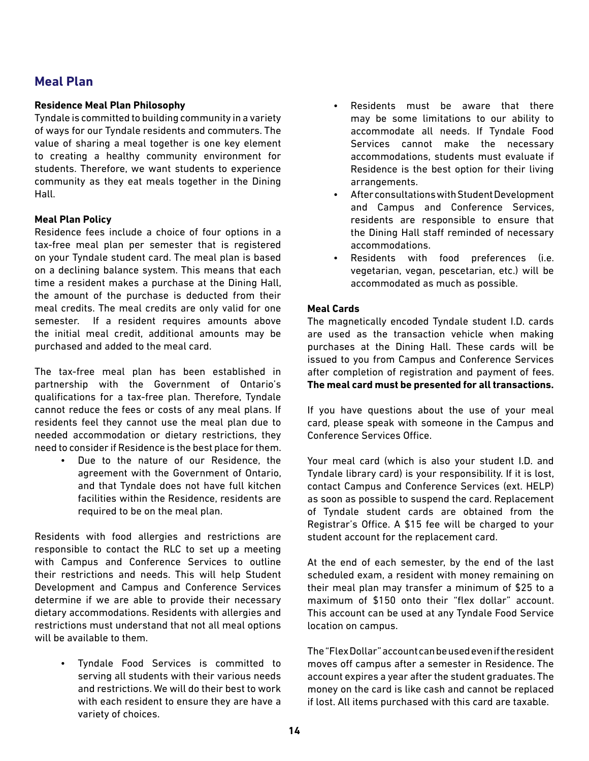## Meal Plan

### Residence Meal Plan Philosophy

Tyndale is committed to building community in a variety of ways for our Tyndale residents and commuters. The value of sharing a meal together is one key element to creating a healthy community environment for students. Therefore, we want students to experience community as they eat meals together in the Dining Hall.

### Meal Plan Policy

Residence fees include a choice of four options in a tax-free meal plan per semester that is registered on your Tyndale student card. The meal plan is based on a declining balance system. This means that each time a resident makes a purchase at the Dining Hall, the amount of the purchase is deducted from their meal credits. The meal credits are only valid for one semester. If a resident requires amounts above the initial meal credit, additional amounts may be purchased and added to the meal card.

The tax-free meal plan has been established in partnership with the Government of Ontario's qualifications for a tax-free plan. Therefore, Tyndale cannot reduce the fees or costs of any meal plans. If residents feel they cannot use the meal plan due to needed accommodation or dietary restrictions, they need to consider if Residence is the best place for them.

- Due to the nature of our Residence, the agreement with the Government of Ontario, and that Tyndale does not have full kitchen facilities within the Residence, residents are required to be on the meal plan.

Residents with food allergies and restrictions are responsible to contact the RLC to set up a meeting with Campus and Conference Services to outline their restrictions and needs. This will help Student Development and Campus and Conference Services determine if we are able to provide their necessary dietary accommodations. Residents with allergies and restrictions must understand that not all meal options will be available to them.

- Tyndale Food Services is committed to serving all students with their various needs and restrictions. We will do their best to work with each resident to ensure they are have a variety of choices.
- Residents must be aware that there may be some limitations to our ability to accommodate all needs. If Tyndale Food Services cannot make the necessary accommodations, students must evaluate if Residence is the best option for their living arrangements.
- After consultations with Student Development and Campus and Conference Services, residents are responsible to ensure that the Dining Hall staff reminded of necessary accommodations.
- Residents with food preferences (i.e. vegetarian, vegan, pescetarian, etc.) will be accommodated as much as possible.

### Meal Cards

The magnetically encoded Tyndale student I.D. cards are used as the transaction vehicle when making purchases at the Dining Hall. These cards will be issued to you from Campus and Conference Services after completion of registration and payment of fees. **The meal card must be presented for all transactions.**

If you have questions about the use of your meal card, please speak with someone in the Campus and Conference Services Office.

Your meal card (which is also your student I.D. and Tyndale library card) is your responsibility. If it is lost, contact Campus and Conference Services (ext. HELP) as soon as possible to suspend the card. Replacement of Tyndale student cards are obtained from the Registrar's Office. A $15 fee will be charged to your student account for the replacement card.

At the end of each semester, by the end of the last scheduled exam, a resident with money remaining on their meal plan may transfer a minimum of $25 to a maximum of $150 onto their "flex dollar" account. This account can be used at any Tyndale Food Service location on campus.

The "Flex Dollar" account can be used even if the resident moves off campus after a semester in Residence. The account expires a year after the student graduates. The money on the card is like cash and cannot be replaced if lost. All items purchased with this card are taxable.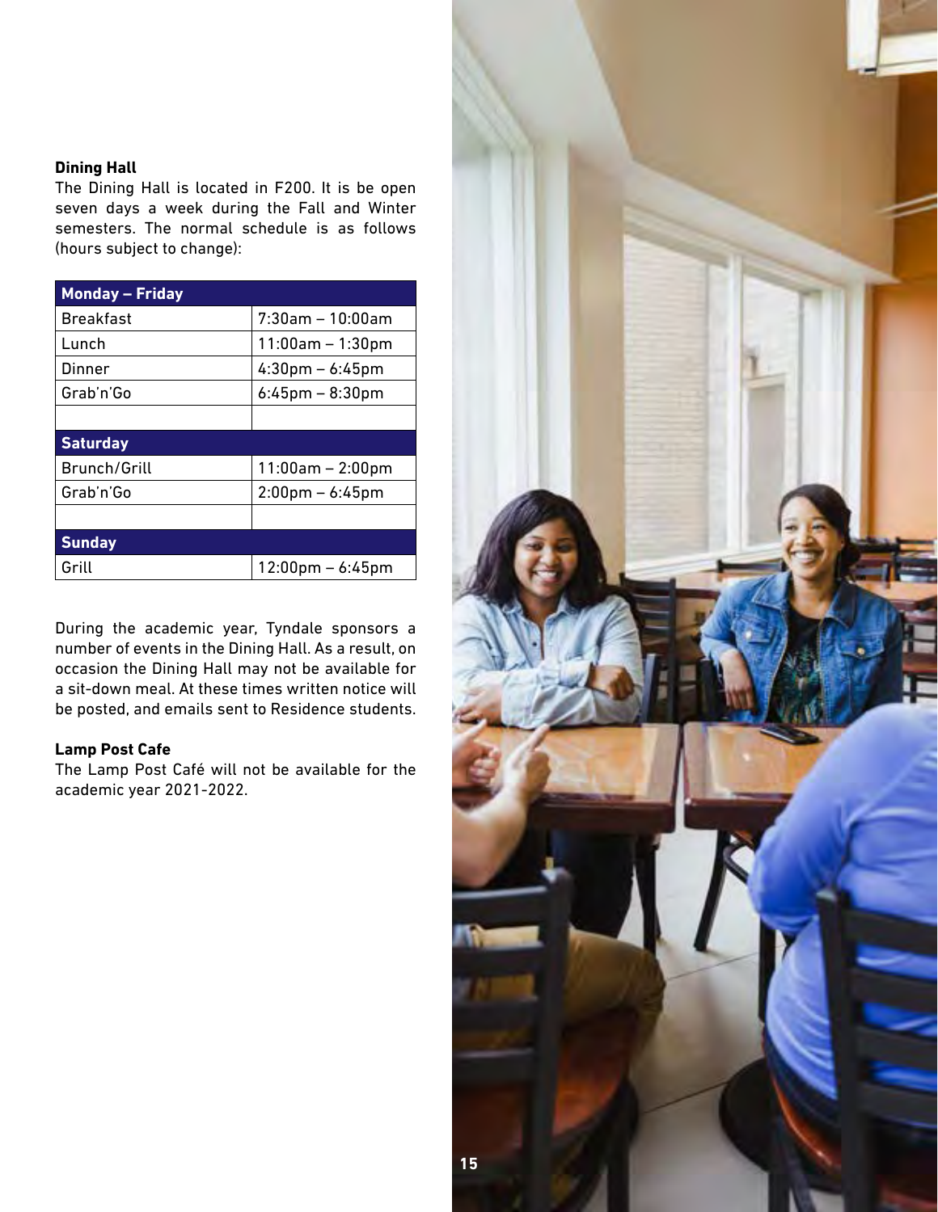### Dining Hall

The Dining Hall is located in F200. It is be open seven days a week during the Fall and Winter semesters. The normal schedule is as follows (hours subject to change):

| Monday – Friday | |
|---|---|
| Breakfast | 7:30am – 10:00am |
| Lunch | 11:00am – 1:30pm |
| Dinner | 4:30pm – 6:45pm |
| Grab'n'Go | 6:45pm – 8:30pm |
| | |
| **Saturday** | |
| Brunch/Grill | 11:00am – 2:00pm |
| Grab'n'Go | 2:00pm – 6:45pm |
| | |
| **Sunday** | |
| Grill | 12:00pm – 6:45pm |

During the academic year, Tyndale sponsors a number of events in the Dining Hall. As a result, on occasion the Dining Hall may not be available for a sit-down meal. At these times written notice will be posted, and emails sent to Residence students.

### Lamp Post Cafe

The Lamp Post Café will not be available for the academic year 2021-2022.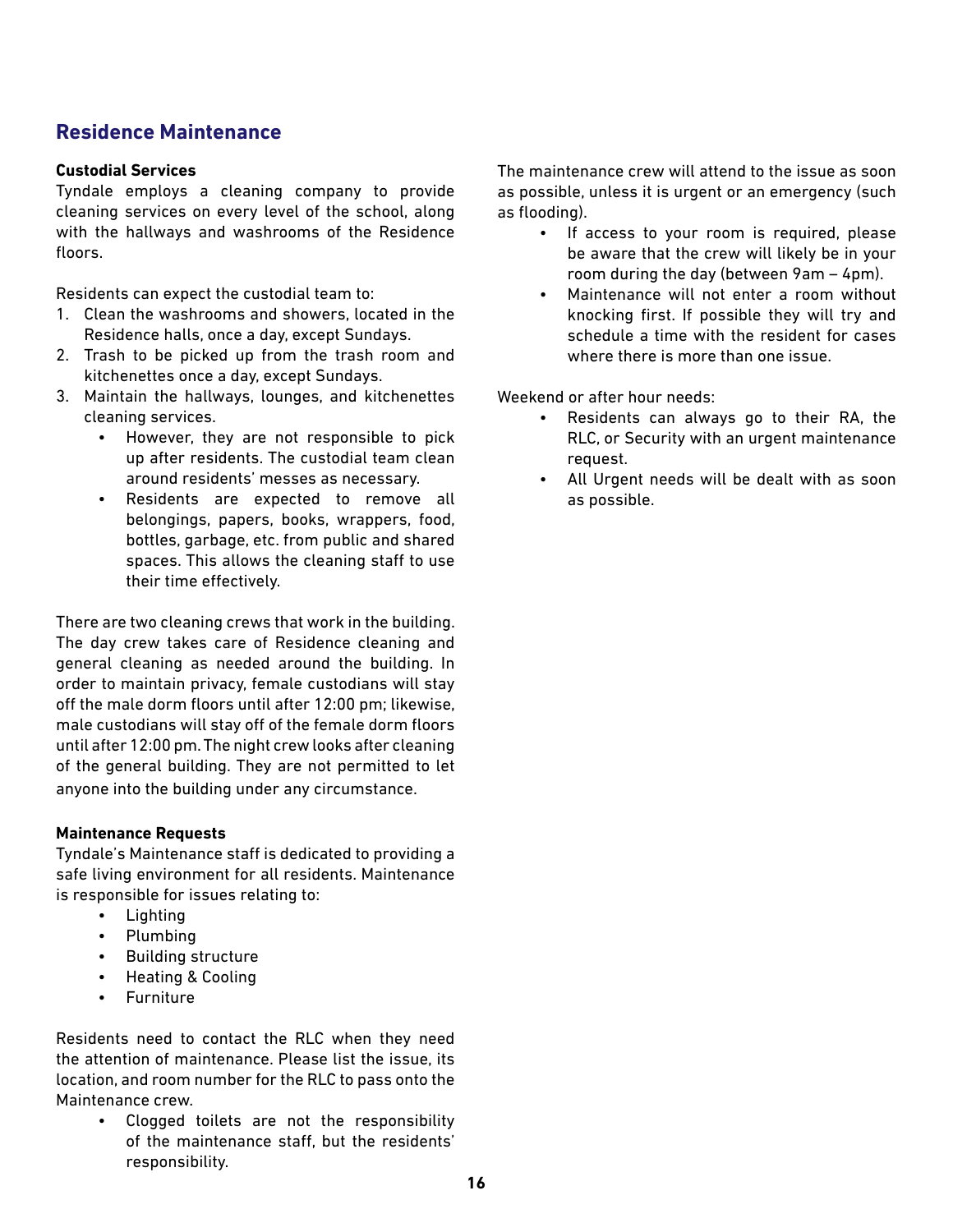## Residence Maintenance

**Custodial Services**

Tyndale employs a cleaning company to provide cleaning services on every level of the school, along with the hallways and washrooms of the Residence floors.

Residents can expect the custodial team to:

1. Clean the washrooms and showers, located in the Residence halls, once a day, except Sundays.
2. Trash to be picked up from the trash room and kitchenettes once a day, except Sundays.
3. Maintain the hallways, lounges, and kitchenettes cleaning services.
   - However, they are not responsible to pick up after residents. The custodial team clean around residents' messes as necessary.
   - Residents are expected to remove all belongings, papers, books, wrappers, food, bottles, garbage, etc. from public and shared spaces. This allows the cleaning staff to use their time effectively.

There are two cleaning crews that work in the building. The day crew takes care of Residence cleaning and general cleaning as needed around the building. In order to maintain privacy, female custodians will stay off the male dorm floors until after 12:00 pm; likewise, male custodians will stay off of the female dorm floors until after 12:00 pm. The night crew looks after cleaning of the general building. They are not permitted to let anyone into the building under any circumstance.

**Maintenance Requests**

Tyndale's Maintenance staff is dedicated to providing a safe living environment for all residents. Maintenance is responsible for issues relating to:

- Lighting
- Plumbing
- Building structure
- Heating & Cooling
- Furniture

Residents need to contact the RLC when they need the attention of maintenance. Please list the issue, its location, and room number for the RLC to pass onto the Maintenance crew.

- Clogged toilets are not the responsibility of the maintenance staff, but the residents' responsibility.

The maintenance crew will attend to the issue as soon as possible, unless it is urgent or an emergency (such as flooding).

- If access to your room is required, please be aware that the crew will likely be in your room during the day (between 9am – 4pm).
- Maintenance will not enter a room without knocking first. If possible they will try and schedule a time with the resident for cases where there is more than one issue.

Weekend or after hour needs:

- Residents can always go to their RA, the RLC, or Security with an urgent maintenance request.
- All Urgent needs will be dealt with as soon as possible.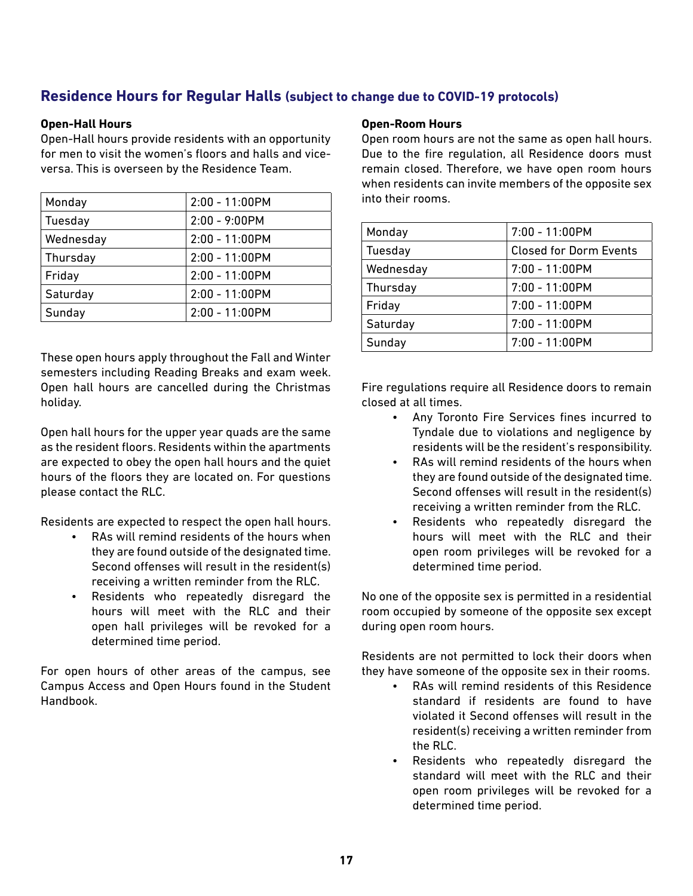## Residence Hours for Regular Halls (subject to change due to COVID-19 protocols)

**Open-Hall Hours**

Open-Hall hours provide residents with an opportunity for men to visit the women's floors and halls and vice-versa. This is overseen by the Residence Team.

| Monday | 2:00 - 11:00PM |
|---|---|
| Tuesday | 2:00 - 9:00PM |
| Wednesday | 2:00 - 11:00PM |
| Thursday | 2:00 - 11:00PM |
| Friday | 2:00 - 11:00PM |
| Saturday | 2:00 - 11:00PM |
| Sunday | 2:00 - 11:00PM |

These open hours apply throughout the Fall and Winter semesters including Reading Breaks and exam week. Open hall hours are cancelled during the Christmas holiday.

Open hall hours for the upper year quads are the same as the resident floors. Residents within the apartments are expected to obey the open hall hours and the quiet hours of the floors they are located on. For questions please contact the RLC.

Residents are expected to respect the open hall hours.

- RAs will remind residents of the hours when they are found outside of the designated time. Second offenses will result in the resident(s) receiving a written reminder from the RLC.
- Residents who repeatedly disregard the hours will meet with the RLC and their open hall privileges will be revoked for a determined time period.

For open hours of other areas of the campus, see Campus Access and Open Hours found in the Student Handbook.

**Open-Room Hours**

Open room hours are not the same as open hall hours. Due to the fire regulation, all Residence doors must remain closed. Therefore, we have open room hours when residents can invite members of the opposite sex into their rooms.

| Monday | 7:00 - 11:00PM |
|---|---|
| Tuesday | Closed for Dorm Events |
| Wednesday | 7:00 - 11:00PM |
| Thursday | 7:00 - 11:00PM |
| Friday | 7:00 - 11:00PM |
| Saturday | 7:00 - 11:00PM |
| Sunday | 7:00 - 11:00PM |

Fire regulations require all Residence doors to remain closed at all times.

- Any Toronto Fire Services fines incurred to Tyndale due to violations and negligence by residents will be the resident's responsibility.
- RAs will remind residents of the hours when they are found outside of the designated time. Second offenses will result in the resident(s) receiving a written reminder from the RLC.
- Residents who repeatedly disregard the hours will meet with the RLC and their open room privileges will be revoked for a determined time period.

No one of the opposite sex is permitted in a residential room occupied by someone of the opposite sex except during open room hours.

Residents are not permitted to lock their doors when they have someone of the opposite sex in their rooms.

- RAs will remind residents of this Residence standard if residents are found to have violated it Second offenses will result in the resident(s) receiving a written reminder from the RLC.
- Residents who repeatedly disregard the standard will meet with the RLC and their open room privileges will be revoked for a determined time period.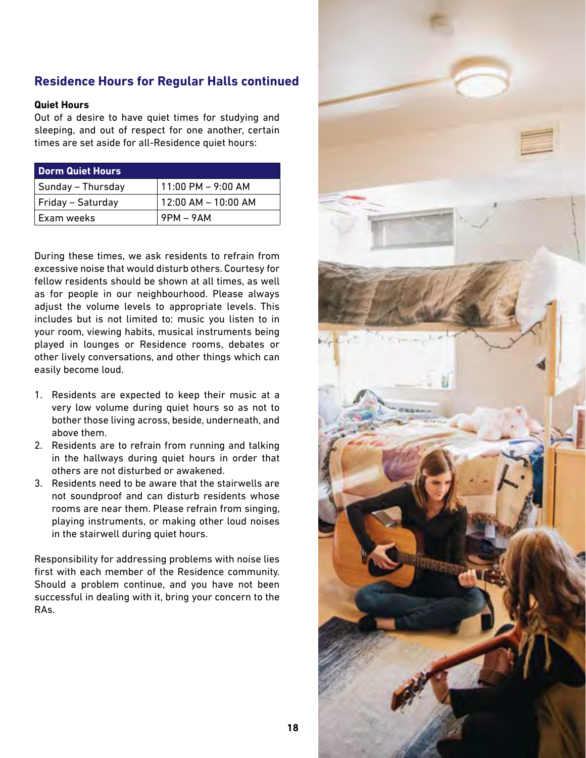## Residence Hours for Regular Halls continued

**Quiet Hours**

Out of a desire to have quiet times for studying and sleeping, and out of respect for one another, certain times are set aside for all-Residence quiet hours:

| Dorm Quiet Hours | |
|---|---|
| Sunday – Thursday | 11:00 PM – 9:00 AM |
| Friday – Saturday | 12:00 AM – 10:00 AM |
| Exam weeks | 9PM – 9AM |

During these times, we ask residents to refrain from excessive noise that would disturb others. Courtesy for fellow residents should be shown at all times, as well as for people in our neighbourhood. Please always adjust the volume levels to appropriate levels. This includes but is not limited to: music you listen to in your room, viewing habits, musical instruments being played in lounges or Residence rooms, debates or other lively conversations, and other things which can easily become loud.

1. Residents are expected to keep their music at a very low volume during quiet hours so as not to bother those living across, beside, underneath, and above them.
2. Residents are to refrain from running and talking in the hallways during quiet hours in order that others are not disturbed or awakened.
3. Residents need to be aware that the stairwells are not soundproof and can disturb residents whose rooms are near them. Please refrain from singing, playing instruments, or making other loud noises in the stairwell during quiet hours.

Responsibility for addressing problems with noise lies first with each member of the Residence community. Should a problem continue, and you have not been successful in dealing with it, bring your concern to the RAs.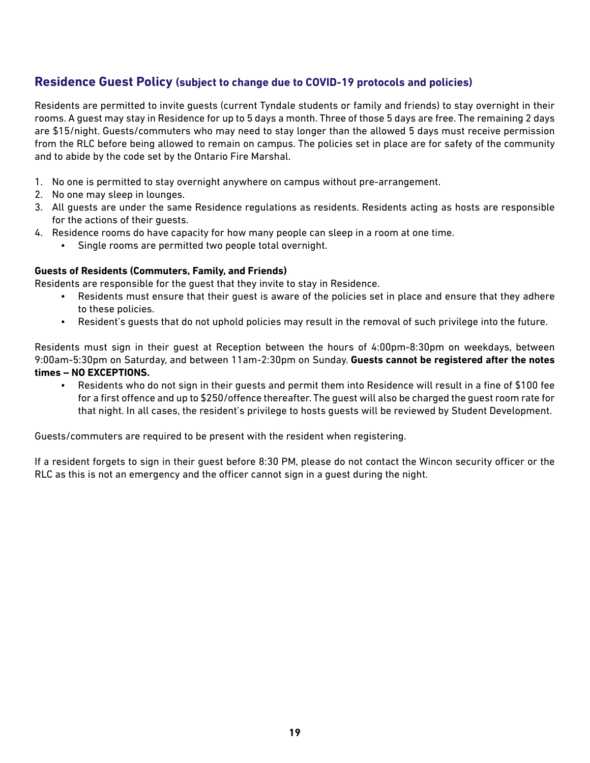## Residence Guest Policy (subject to change due to COVID-19 protocols and policies)

Residents are permitted to invite guests (current Tyndale students or family and friends) to stay overnight in their rooms. A guest may stay in Residence for up to 5 days a month. Three of those 5 days are free. The remaining 2 days are $15/night. Guests/commuters who may need to stay longer than the allowed 5 days must receive permission from the RLC before being allowed to remain on campus. The policies set in place are for safety of the community and to abide by the code set by the Ontario Fire Marshal.

1. No one is permitted to stay overnight anywhere on campus without pre-arrangement.
2. No one may sleep in lounges.
3. All guests are under the same Residence regulations as residents. Residents acting as hosts are responsible for the actions of their guests.
4. Residence rooms do have capacity for how many people can sleep in a room at one time.
   - Single rooms are permitted two people total overnight.

**Guests of Residents (Commuters, Family, and Friends)**

Residents are responsible for the guest that they invite to stay in Residence.

- Residents must ensure that their guest is aware of the policies set in place and ensure that they adhere to these policies.
- Resident's guests that do not uphold policies may result in the removal of such privilege into the future.

Residents must sign in their guest at Reception between the hours of 4:00pm-8:30pm on weekdays, between 9:00am-5:30pm on Saturday, and between 11am-2:30pm on Sunday. **Guests cannot be registered after the notes times – NO EXCEPTIONS.**

- Residents who do not sign in their guests and permit them into Residence will result in a fine of $100 fee for a first offence and up to $250/offence thereafter. The guest will also be charged the guest room rate for that night. In all cases, the resident's privilege to hosts guests will be reviewed by Student Development.

Guests/commuters are required to be present with the resident when registering.

If a resident forgets to sign in their guest before 8:30 PM, please do not contact the Wincon security officer or the RLC as this is not an emergency and the officer cannot sign in a guest during the night.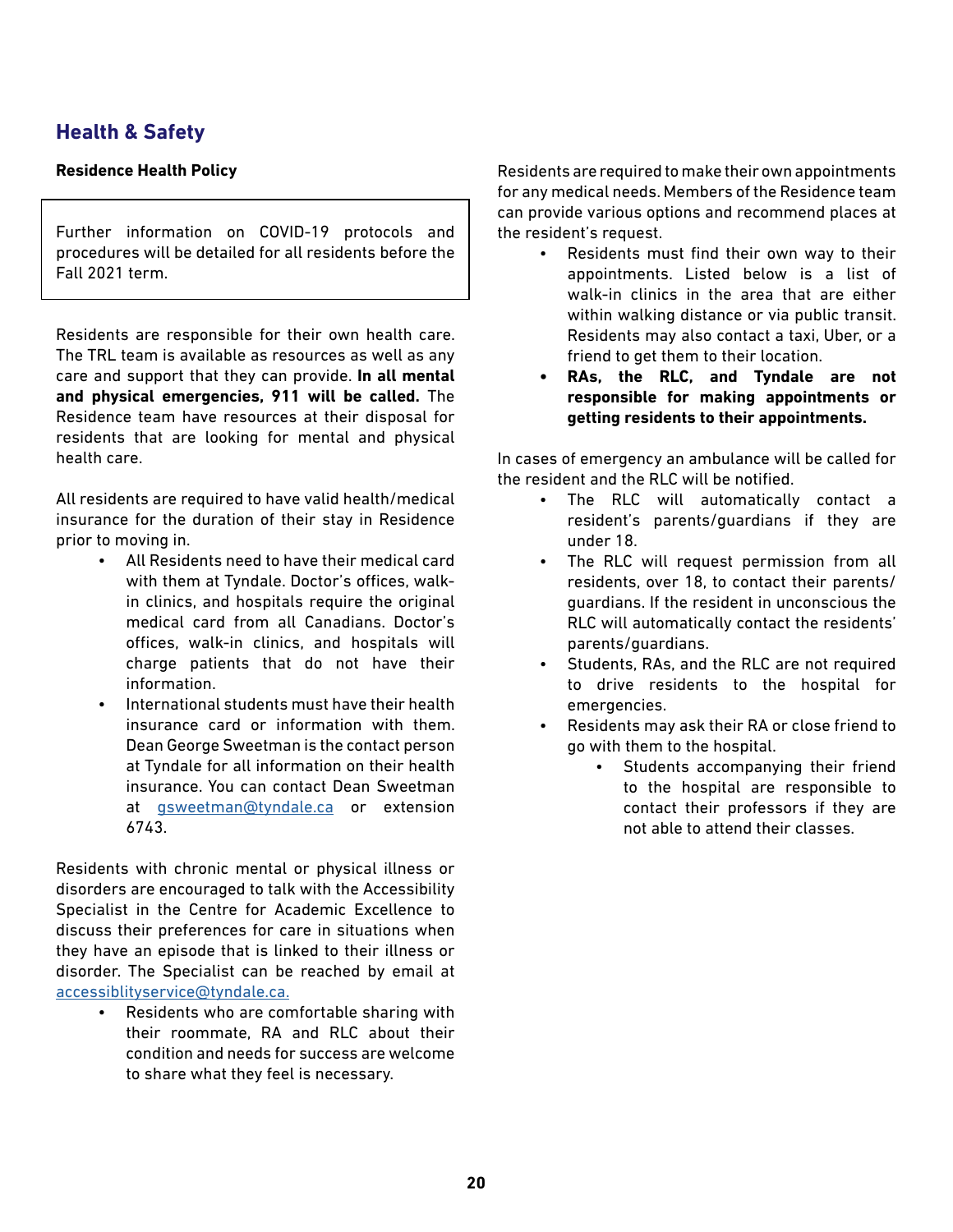## Health & Safety

**Residence Health Policy**

Further information on COVID-19 protocols and procedures will be detailed for all residents before the Fall 2021 term.

Residents are responsible for their own health care. The TRL team is available as resources as well as any care and support that they can provide. **In all mental and physical emergencies, 911 will be called.** The Residence team have resources at their disposal for residents that are looking for mental and physical health care.

All residents are required to have valid health/medical insurance for the duration of their stay in Residence prior to moving in.

- All Residents need to have their medical card with them at Tyndale. Doctor's offices, walk-in clinics, and hospitals require the original medical card from all Canadians. Doctor's offices, walk-in clinics, and hospitals will charge patients that do not have their information.
- International students must have their health insurance card or information with them. Dean George Sweetman is the contact person at Tyndale for all information on their health insurance. You can contact Dean Sweetman at gsweetman@tyndale.ca or extension 6743.

Residents with chronic mental or physical illness or disorders are encouraged to talk with the Accessibility Specialist in the Centre for Academic Excellence to discuss their preferences for care in situations when they have an episode that is linked to their illness or disorder. The Specialist can be reached by email at accessiblityservice@tyndale.ca.

- Residents who are comfortable sharing with their roommate, RA and RLC about their condition and needs for success are welcome to share what they feel is necessary.

Residents are required to make their own appointments for any medical needs. Members of the Residence team can provide various options and recommend places at the resident's request.

- Residents must find their own way to their appointments. Listed below is a list of walk-in clinics in the area that are either within walking distance or via public transit. Residents may also contact a taxi, Uber, or a friend to get them to their location.
- **RAs, the RLC, and Tyndale are not responsible for making appointments or getting residents to their appointments.**

In cases of emergency an ambulance will be called for the resident and the RLC will be notified.

- The RLC will automatically contact a resident's parents/guardians if they are under 18.
- The RLC will request permission from all residents, over 18, to contact their parents/guardians. If the resident in unconscious the RLC will automatically contact the residents' parents/guardians.
- Students, RAs, and the RLC are not required to drive residents to the hospital for emergencies.
- Residents may ask their RA or close friend to go with them to the hospital.
  - Students accompanying their friend to the hospital are responsible to contact their professors if they are not able to attend their classes.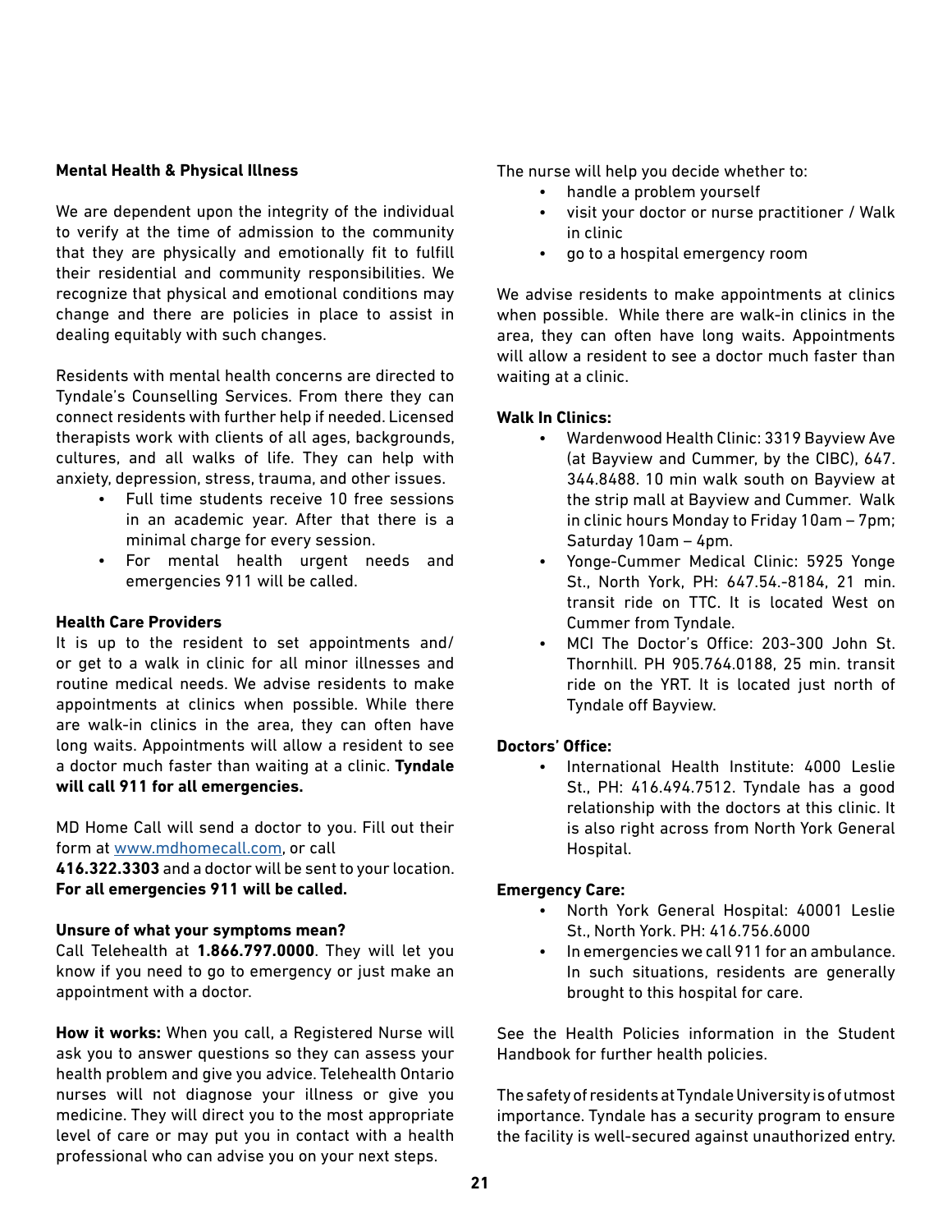**Mental Health & Physical Illness**

We are dependent upon the integrity of the individual to verify at the time of admission to the community that they are physically and emotionally fit to fulfill their residential and community responsibilities. We recognize that physical and emotional conditions may change and there are policies in place to assist in dealing equitably with such changes.

Residents with mental health concerns are directed to Tyndale's Counselling Services. From there they can connect residents with further help if needed. Licensed therapists work with clients of all ages, backgrounds, cultures, and all walks of life. They can help with anxiety, depression, stress, trauma, and other issues.

- Full time students receive 10 free sessions in an academic year. After that there is a minimal charge for every session.
- For mental health urgent needs and emergencies 911 will be called.

**Health Care Providers**

It is up to the resident to set appointments and/or get to a walk in clinic for all minor illnesses and routine medical needs. We advise residents to make appointments at clinics when possible. While there are walk-in clinics in the area, they can often have long waits. Appointments will allow a resident to see a doctor much faster than waiting at a clinic. **Tyndale will call 911 for all emergencies.**

MD Home Call will send a doctor to you. Fill out their form at www.mdhomecall.com, or call **416.322.3303** and a doctor will be sent to your location. **For all emergencies 911 will be called.**

**Unsure of what your symptoms mean?**

Call Telehealth at **1.866.797.0000**. They will let you know if you need to go to emergency or just make an appointment with a doctor.

**How it works:** When you call, a Registered Nurse will ask you to answer questions so they can assess your health problem and give you advice. Telehealth Ontario nurses will not diagnose your illness or give you medicine. They will direct you to the most appropriate level of care or may put you in contact with a health professional who can advise you on your next steps.

The nurse will help you decide whether to:

- handle a problem yourself
- visit your doctor or nurse practitioner / Walk in clinic
- go to a hospital emergency room

We advise residents to make appointments at clinics when possible. While there are walk-in clinics in the area, they can often have long waits. Appointments will allow a resident to see a doctor much faster than waiting at a clinic.

**Walk In Clinics:**

- Wardenwood Health Clinic: 3319 Bayview Ave (at Bayview and Cummer, by the CIBC), 647. 344.8488. 10 min walk south on Bayview at the strip mall at Bayview and Cummer. Walk in clinic hours Monday to Friday 10am – 7pm; Saturday 10am – 4pm.
- Yonge-Cummer Medical Clinic: 5925 Yonge St., North York, PH: 647.54.-8184, 21 min. transit ride on TTC. It is located West on Cummer from Tyndale.
- MCI The Doctor's Office: 203-300 John St. Thornhill. PH 905.764.0188, 25 min. transit ride on the YRT. It is located just north of Tyndale off Bayview.

**Doctors' Office:**

- International Health Institute: 4000 Leslie St., PH: 416.494.7512. Tyndale has a good relationship with the doctors at this clinic. It is also right across from North York General Hospital.

**Emergency Care:**

- North York General Hospital: 40001 Leslie St., North York. PH: 416.756.6000
- In emergencies we call 911 for an ambulance. In such situations, residents are generally brought to this hospital for care.

See the Health Policies information in the Student Handbook for further health policies.

The safety of residents at Tyndale University is of utmost importance. Tyndale has a security program to ensure the facility is well-secured against unauthorized entry.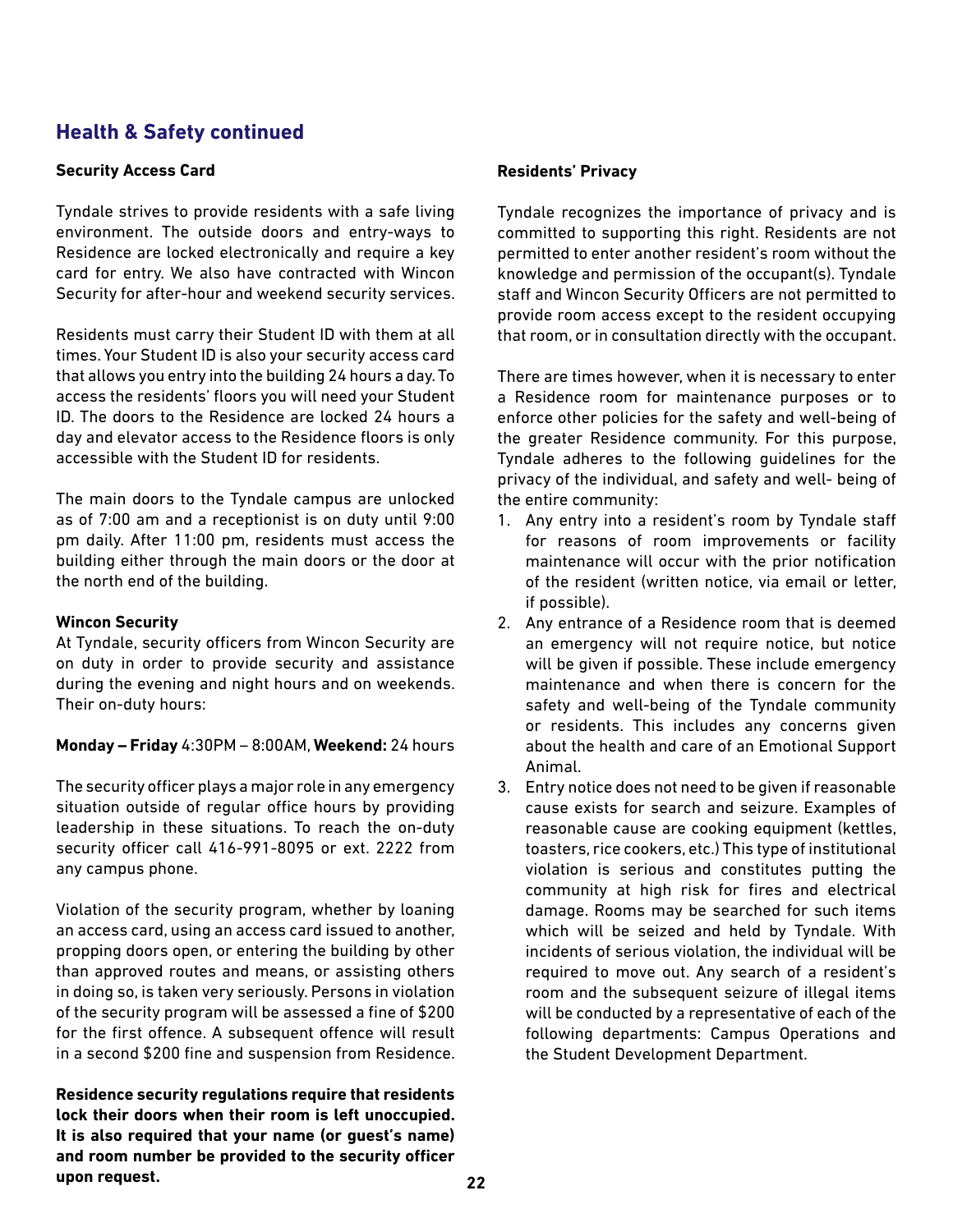## Health & Safety continued

### Security Access Card

Tyndale strives to provide residents with a safe living environment. The outside doors and entry-ways to Residence are locked electronically and require a key card for entry. We also have contracted with Wincon Security for after-hour and weekend security services.

Residents must carry their Student ID with them at all times. Your Student ID is also your security access card that allows you entry into the building 24 hours a day. To access the residents' floors you will need your Student ID. The doors to the Residence are locked 24 hours a day and elevator access to the Residence floors is only accessible with the Student ID for residents.

The main doors to the Tyndale campus are unlocked as of 7:00 am and a receptionist is on duty until 9:00 pm daily. After 11:00 pm, residents must access the building either through the main doors or the door at the north end of the building.

### Wincon Security

At Tyndale, security officers from Wincon Security are on duty in order to provide security and assistance during the evening and night hours and on weekends. Their on-duty hours:

**Monday – Friday** 4:30PM – 8:00AM, **Weekend:** 24 hours

The security officer plays a major role in any emergency situation outside of regular office hours by providing leadership in these situations. To reach the on-duty security officer call 416-991-8095 or ext. 2222 from any campus phone.

Violation of the security program, whether by loaning an access card, using an access card issued to another, propping doors open, or entering the building by other than approved routes and means, or assisting others in doing so, is taken very seriously. Persons in violation of the security program will be assessed a fine of $200 for the first offence. A subsequent offence will result in a second $200 fine and suspension from Residence.

**Residence security regulations require that residents lock their doors when their room is left unoccupied. It is also required that your name (or guest's name) and room number be provided to the security officer upon request.**

### Residents' Privacy

Tyndale recognizes the importance of privacy and is committed to supporting this right. Residents are not permitted to enter another resident's room without the knowledge and permission of the occupant(s). Tyndale staff and Wincon Security Officers are not permitted to provide room access except to the resident occupying that room, or in consultation directly with the occupant.

There are times however, when it is necessary to enter a Residence room for maintenance purposes or to enforce other policies for the safety and well-being of the greater Residence community. For this purpose, Tyndale adheres to the following guidelines for the privacy of the individual, and safety and well- being of the entire community:

1. Any entry into a resident's room by Tyndale staff for reasons of room improvements or facility maintenance will occur with the prior notification of the resident (written notice, via email or letter, if possible).
2. Any entrance of a Residence room that is deemed an emergency will not require notice, but notice will be given if possible. These include emergency maintenance and when there is concern for the safety and well-being of the Tyndale community or residents. This includes any concerns given about the health and care of an Emotional Support Animal.
3. Entry notice does not need to be given if reasonable cause exists for search and seizure. Examples of reasonable cause are cooking equipment (kettles, toasters, rice cookers, etc.) This type of institutional violation is serious and constitutes putting the community at high risk for fires and electrical damage. Rooms may be searched for such items which will be seized and held by Tyndale. With incidents of serious violation, the individual will be required to move out. Any search of a resident's room and the subsequent seizure of illegal items will be conducted by a representative of each of the following departments: Campus Operations and the Student Development Department.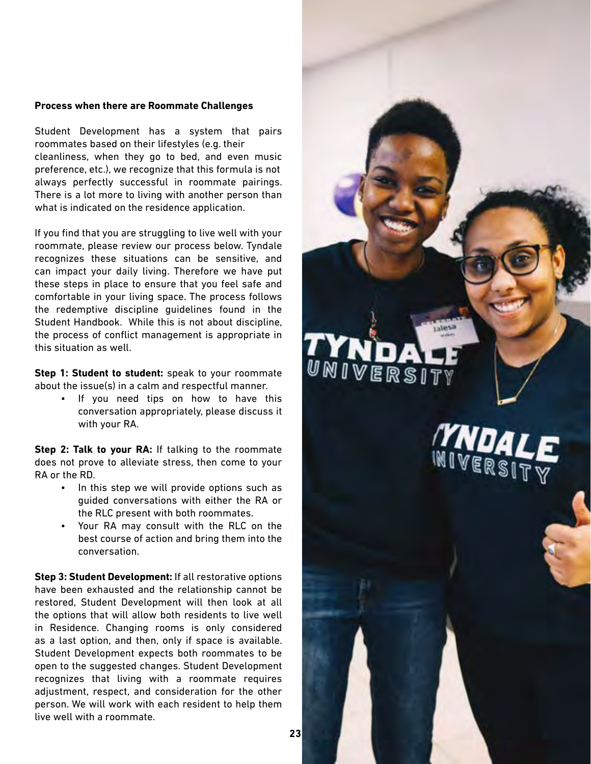**Process when there are Roommate Challenges**

Student Development has a system that pairs roommates based on their lifestyles (e.g. their cleanliness, when they go to bed, and even music preference, etc.), we recognize that this formula is not always perfectly successful in roommate pairings. There is a lot more to living with another person than what is indicated on the residence application.

If you find that you are struggling to live well with your roommate, please review our process below. Tyndale recognizes these situations can be sensitive, and can impact your daily living. Therefore we have put these steps in place to ensure that you feel safe and comfortable in your living space. The process follows the redemptive discipline guidelines found in the Student Handbook. While this is not about discipline, the process of conflict management is appropriate in this situation as well.

**Step 1: Student to student:** speak to your roommate about the issue(s) in a calm and respectful manner.

- If you need tips on how to have this conversation appropriately, please discuss it with your RA.

**Step 2: Talk to your RA:** If talking to the roommate does not prove to alleviate stress, then come to your RA or the RD.

- In this step we will provide options such as guided conversations with either the RA or the RLC present with both roommates.
- Your RA may consult with the RLC on the best course of action and bring them into the conversation.

**Step 3: Student Development:** If all restorative options have been exhausted and the relationship cannot be restored, Student Development will then look at all the options that will allow both residents to live well in Residence. Changing rooms is only considered as a last option, and then, only if space is available. Student Development expects both roommates to be open to the suggested changes. Student Development recognizes that living with a roommate requires adjustment, respect, and consideration for the other person. We will work with each resident to help them live well with a roommate.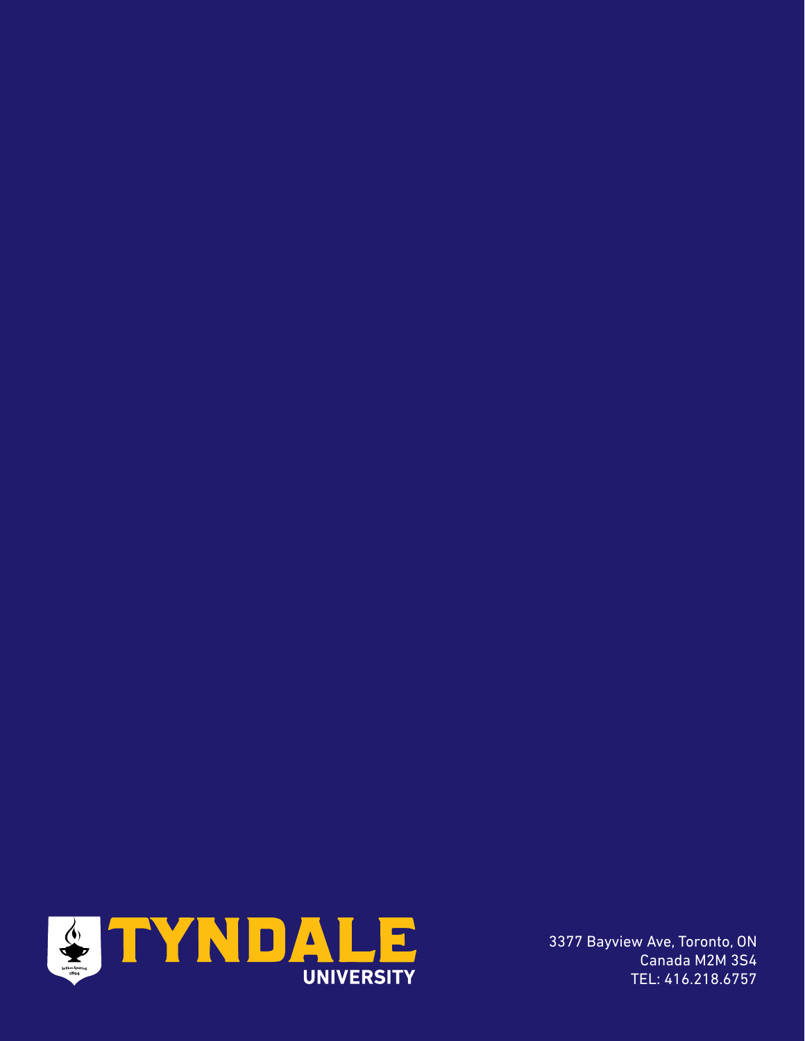TYNDALE UNIVERSITY

3377 Bayview Ave, Toronto, ON
Canada M2M 3S4
TEL: 416.218.6757